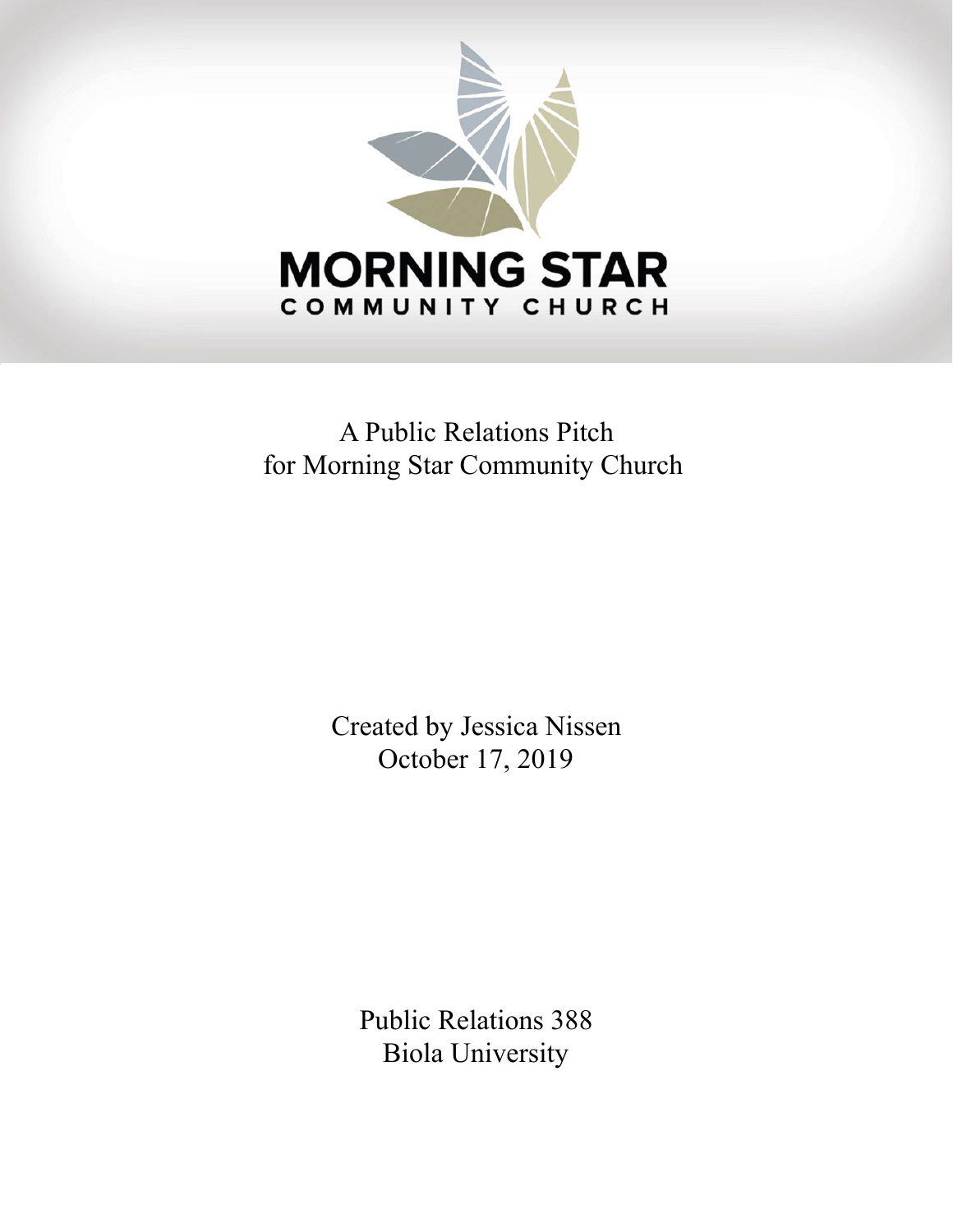MORNING STAR
COMMUNITY CHURCH

A Public Relations Pitch
for Morning Star Community Church

Created by Jessica Nissen
October 17, 2019

Public Relations 388
Biola University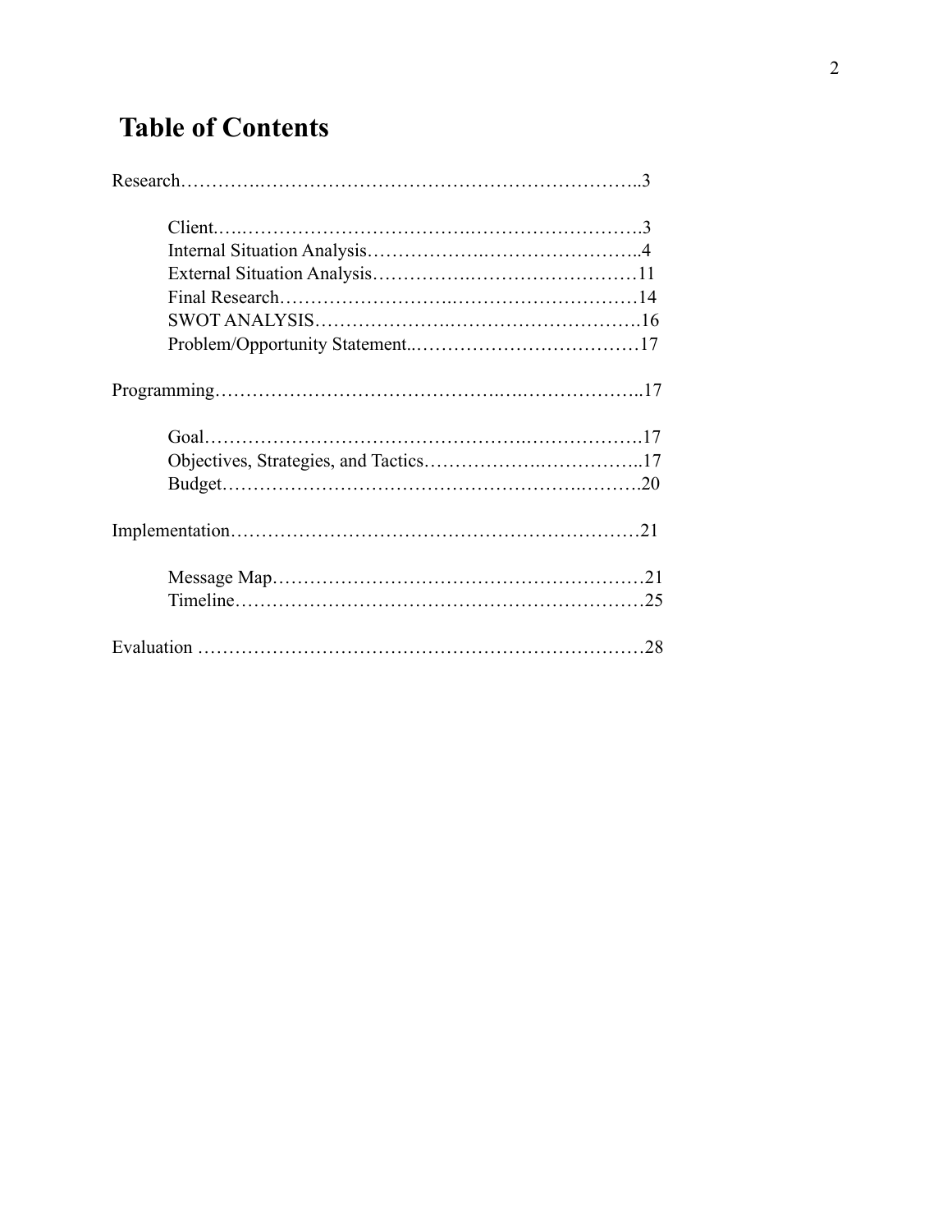# Table of Contents

Research…………………………………………………………………..3

- Client………………………………………………………………….3
- Internal Situation Analysis………………………………………………..4
- External Situation Analysis………………………………………………11
- Final Research……………………………………………………………14
- SWOT ANALYSIS…………………………………………………………16
- Problem/Opportunity Statement..………………………………………17

Programming………………………………………………………………..17

- Goal……………………………………………………………………….17
- Objectives, Strategies, and Tactics……………………………………..17
- Budget…………………………………………………………………….20

Implementation……………………………………………………………21

- Message Map……………………………………………………………21
- Timeline…………………………………………………………………25

Evaluation …………………………………………………………………28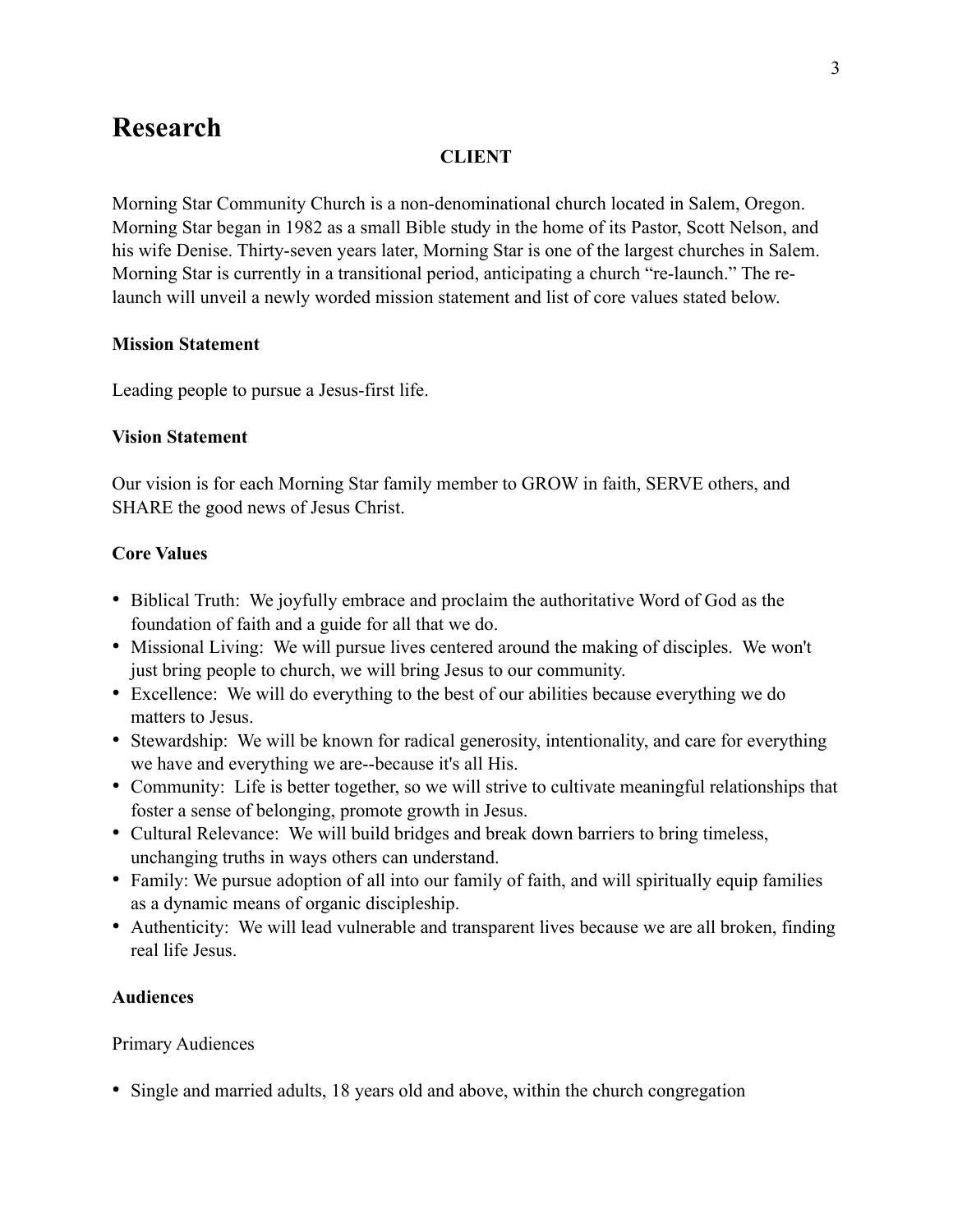# Research

**CLIENT**

Morning Star Community Church is a non-denominational church located in Salem, Oregon. Morning Star began in 1982 as a small Bible study in the home of its Pastor, Scott Nelson, and his wife Denise. Thirty-seven years later, Morning Star is one of the largest churches in Salem. Morning Star is currently in a transitional period, anticipating a church "re-launch." The re-launch will unveil a newly worded mission statement and list of core values stated below.

**Mission Statement**

Leading people to pursue a Jesus-first life.

**Vision Statement**

Our vision is for each Morning Star family member to GROW in faith, SERVE others, and SHARE the good news of Jesus Christ.

**Core Values**

- Biblical Truth: We joyfully embrace and proclaim the authoritative Word of God as the foundation of faith and a guide for all that we do.
- Missional Living: We will pursue lives centered around the making of disciples. We won't just bring people to church, we will bring Jesus to our community.
- Excellence: We will do everything to the best of our abilities because everything we do matters to Jesus.
- Stewardship: We will be known for radical generosity, intentionality, and care for everything we have and everything we are--because it's all His.
- Community: Life is better together, so we will strive to cultivate meaningful relationships that foster a sense of belonging, promote growth in Jesus.
- Cultural Relevance: We will build bridges and break down barriers to bring timeless, unchanging truths in ways others can understand.
- Family: We pursue adoption of all into our family of faith, and will spiritually equip families as a dynamic means of organic discipleship.
- Authenticity: We will lead vulnerable and transparent lives because we are all broken, finding real life Jesus.

**Audiences**

Primary Audiences

- Single and married adults, 18 years old and above, within the church congregation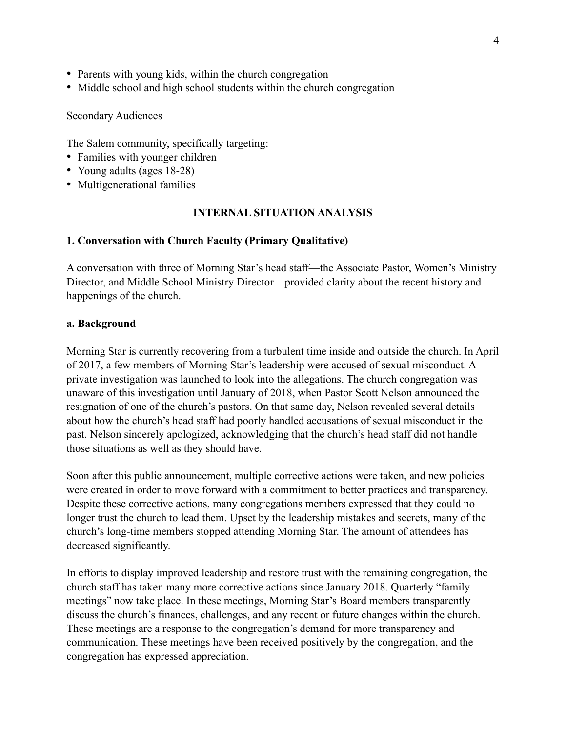- Parents with young kids, within the church congregation
- Middle school and high school students within the church congregation

Secondary Audiences

The Salem community, specifically targeting:
- Families with younger children
- Young adults (ages 18-28)
- Multigenerational families

## INTERNAL SITUATION ANALYSIS

### 1. Conversation with Church Faculty (Primary Qualitative)

A conversation with three of Morning Star's head staff—the Associate Pastor, Women's Ministry Director, and Middle School Ministry Director—provided clarity about the recent history and happenings of the church.

#### a. Background

Morning Star is currently recovering from a turbulent time inside and outside the church. In April of 2017, a few members of Morning Star's leadership were accused of sexual misconduct. A private investigation was launched to look into the allegations. The church congregation was unaware of this investigation until January of 2018, when Pastor Scott Nelson announced the resignation of one of the church's pastors. On that same day, Nelson revealed several details about how the church's head staff had poorly handled accusations of sexual misconduct in the past. Nelson sincerely apologized, acknowledging that the church's head staff did not handle those situations as well as they should have.

Soon after this public announcement, multiple corrective actions were taken, and new policies were created in order to move forward with a commitment to better practices and transparency. Despite these corrective actions, many congregations members expressed that they could no longer trust the church to lead them. Upset by the leadership mistakes and secrets, many of the church's long-time members stopped attending Morning Star. The amount of attendees has decreased significantly.

In efforts to display improved leadership and restore trust with the remaining congregation, the church staff has taken many more corrective actions since January 2018. Quarterly "family meetings" now take place. In these meetings, Morning Star's Board members transparently discuss the church's finances, challenges, and any recent or future changes within the church. These meetings are a response to the congregation's demand for more transparency and communication. These meetings have been received positively by the congregation, and the congregation has expressed appreciation.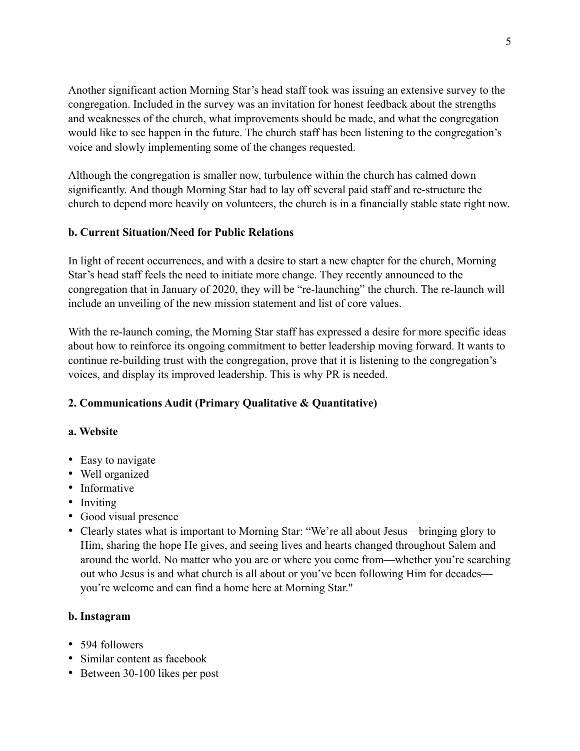Another significant action Morning Star's head staff took was issuing an extensive survey to the congregation. Included in the survey was an invitation for honest feedback about the strengths and weaknesses of the church, what improvements should be made, and what the congregation would like to see happen in the future. The church staff has been listening to the congregation's voice and slowly implementing some of the changes requested.

Although the congregation is smaller now, turbulence within the church has calmed down significantly. And though Morning Star had to lay off several paid staff and re-structure the church to depend more heavily on volunteers, the church is in a financially stable state right now.

### b. Current Situation/Need for Public Relations

In light of recent occurrences, and with a desire to start a new chapter for the church, Morning Star's head staff feels the need to initiate more change. They recently announced to the congregation that in January of 2020, they will be "re-launching" the church. The re-launch will include an unveiling of the new mission statement and list of core values.

With the re-launch coming, the Morning Star staff has expressed a desire for more specific ideas about how to reinforce its ongoing commitment to better leadership moving forward. It wants to continue re-building trust with the congregation, prove that it is listening to the congregation's voices, and display its improved leadership. This is why PR is needed.

## 2. Communications Audit (Primary Qualitative & Quantitative)

### a. Website

- Easy to navigate
- Well organized
- Informative
- Inviting
- Good visual presence
- Clearly states what is important to Morning Star: "We're all about Jesus—bringing glory to Him, sharing the hope He gives, and seeing lives and hearts changed throughout Salem and around the world. No matter who you are or where you come from—whether you're searching out who Jesus is and what church is all about or you've been following Him for decades—you're welcome and can find a home here at Morning Star."

### b. Instagram

- 594 followers
- Similar content as facebook
- Between 30-100 likes per post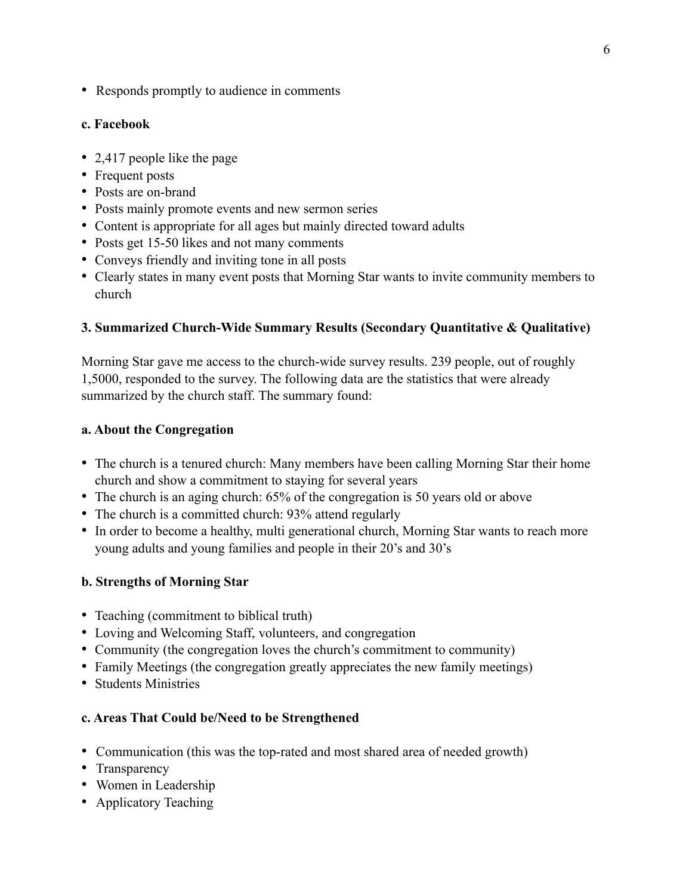- Responds promptly to audience in comments

**c. Facebook**

- 2,417 people like the page
- Frequent posts
- Posts are on-brand
- Posts mainly promote events and new sermon series
- Content is appropriate for all ages but mainly directed toward adults
- Posts get 15-50 likes and not many comments
- Conveys friendly and inviting tone in all posts
- Clearly states in many event posts that Morning Star wants to invite community members to church

**3. Summarized Church-Wide Summary Results (Secondary Quantitative & Qualitative)**

Morning Star gave me access to the church-wide survey results. 239 people, out of roughly 1,5000, responded to the survey. The following data are the statistics that were already summarized by the church staff. The summary found:

**a. About the Congregation**

- The church is a tenured church: Many members have been calling Morning Star their home church and show a commitment to staying for several years
- The church is an aging church: 65% of the congregation is 50 years old or above
- The church is a committed church: 93% attend regularly
- In order to become a healthy, multi generational church, Morning Star wants to reach more young adults and young families and people in their 20's and 30's

**b. Strengths of Morning Star**

- Teaching (commitment to biblical truth)
- Loving and Welcoming Staff, volunteers, and congregation
- Community (the congregation loves the church's commitment to community)
- Family Meetings (the congregation greatly appreciates the new family meetings)
- Students Ministries

**c. Areas That Could be/Need to be Strengthened**

- Communication (this was the top-rated and most shared area of needed growth)
- Transparency
- Women in Leadership
- Applicatory Teaching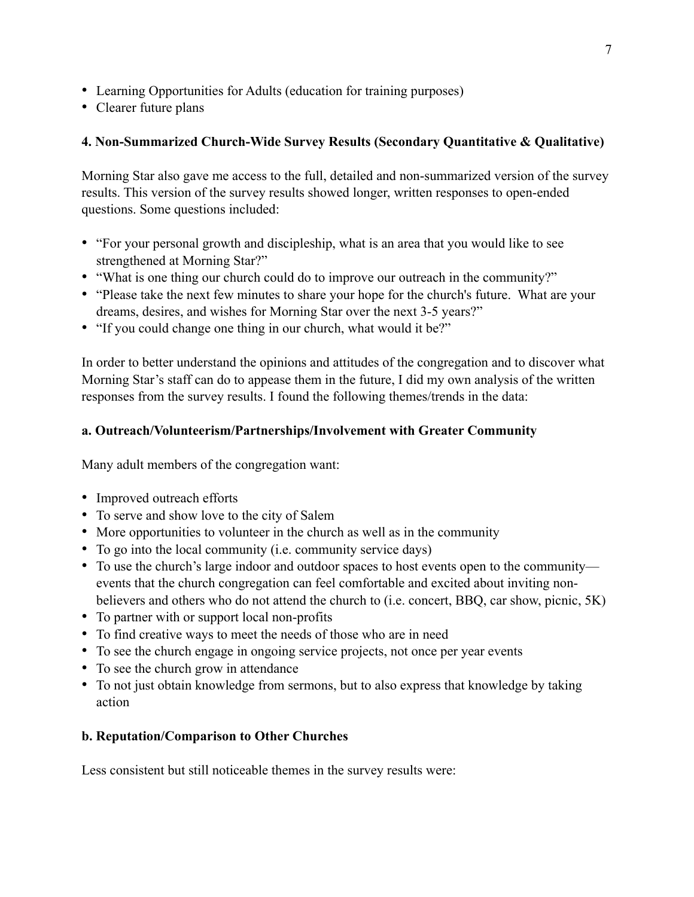- Learning Opportunities for Adults (education for training purposes)
- Clearer future plans

**4. Non-Summarized Church-Wide Survey Results (Secondary Quantitative & Qualitative)**

Morning Star also gave me access to the full, detailed and non-summarized version of the survey results. This version of the survey results showed longer, written responses to open-ended questions. Some questions included:

- "For your personal growth and discipleship, what is an area that you would like to see strengthened at Morning Star?"
- "What is one thing our church could do to improve our outreach in the community?"
- "Please take the next few minutes to share your hope for the church's future. What are your dreams, desires, and wishes for Morning Star over the next 3-5 years?"
- "If you could change one thing in our church, what would it be?"

In order to better understand the opinions and attitudes of the congregation and to discover what Morning Star's staff can do to appease them in the future, I did my own analysis of the written responses from the survey results. I found the following themes/trends in the data:

**a. Outreach/Volunteerism/Partnerships/Involvement with Greater Community**

Many adult members of the congregation want:

- Improved outreach efforts
- To serve and show love to the city of Salem
- More opportunities to volunteer in the church as well as in the community
- To go into the local community (i.e. community service days)
- To use the church's large indoor and outdoor spaces to host events open to the community—events that the church congregation can feel comfortable and excited about inviting non-believers and others who do not attend the church to (i.e. concert, BBQ, car show, picnic, 5K)
- To partner with or support local non-profits
- To find creative ways to meet the needs of those who are in need
- To see the church engage in ongoing service projects, not once per year events
- To see the church grow in attendance
- To not just obtain knowledge from sermons, but to also express that knowledge by taking action

**b. Reputation/Comparison to Other Churches**

Less consistent but still noticeable themes in the survey results were: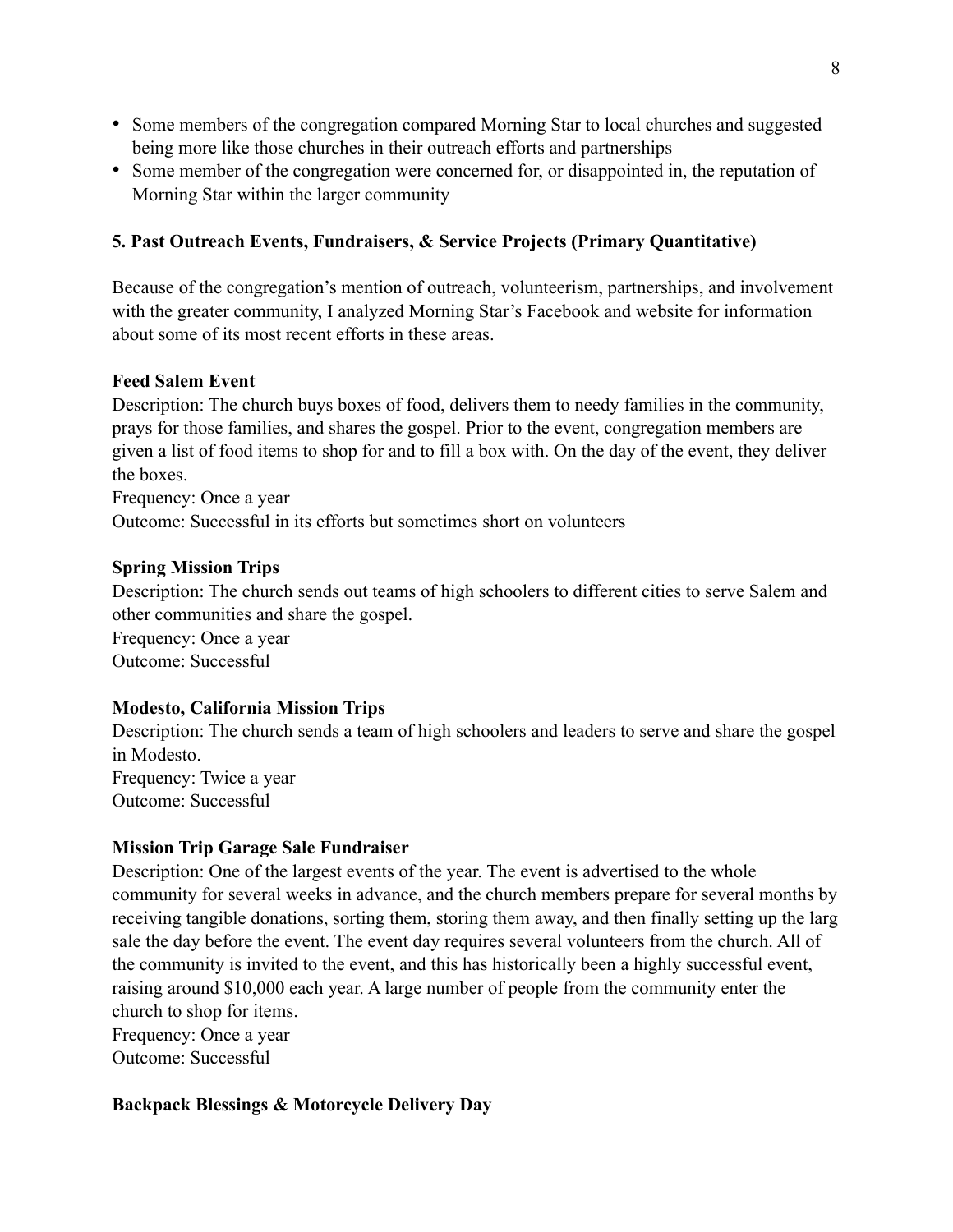- Some members of the congregation compared Morning Star to local churches and suggested being more like those churches in their outreach efforts and partnerships
- Some member of the congregation were concerned for, or disappointed in, the reputation of Morning Star within the larger community

**5. Past Outreach Events, Fundraisers, & Service Projects (Primary Quantitative)**

Because of the congregation's mention of outreach, volunteerism, partnerships, and involvement with the greater community, I analyzed Morning Star's Facebook and website for information about some of its most recent efforts in these areas.

**Feed Salem Event**
Description: The church buys boxes of food, delivers them to needy families in the community, prays for those families, and shares the gospel. Prior to the event, congregation members are given a list of food items to shop for and to fill a box with. On the day of the event, they deliver the boxes.
Frequency: Once a year
Outcome: Successful in its efforts but sometimes short on volunteers

**Spring Mission Trips**
Description: The church sends out teams of high schoolers to different cities to serve Salem and other communities and share the gospel.
Frequency: Once a year
Outcome: Successful

**Modesto, California Mission Trips**
Description: The church sends a team of high schoolers and leaders to serve and share the gospel in Modesto.
Frequency: Twice a year
Outcome: Successful

**Mission Trip Garage Sale Fundraiser**
Description: One of the largest events of the year. The event is advertised to the whole community for several weeks in advance, and the church members prepare for several months by receiving tangible donations, sorting them, storing them away, and then finally setting up the larg sale the day before the event. The event day requires several volunteers from the church. All of the community is invited to the event, and this has historically been a highly successful event, raising around $10,000 each year. A large number of people from the community enter the church to shop for items.
Frequency: Once a year
Outcome: Successful

**Backpack Blessings & Motorcycle Delivery Day**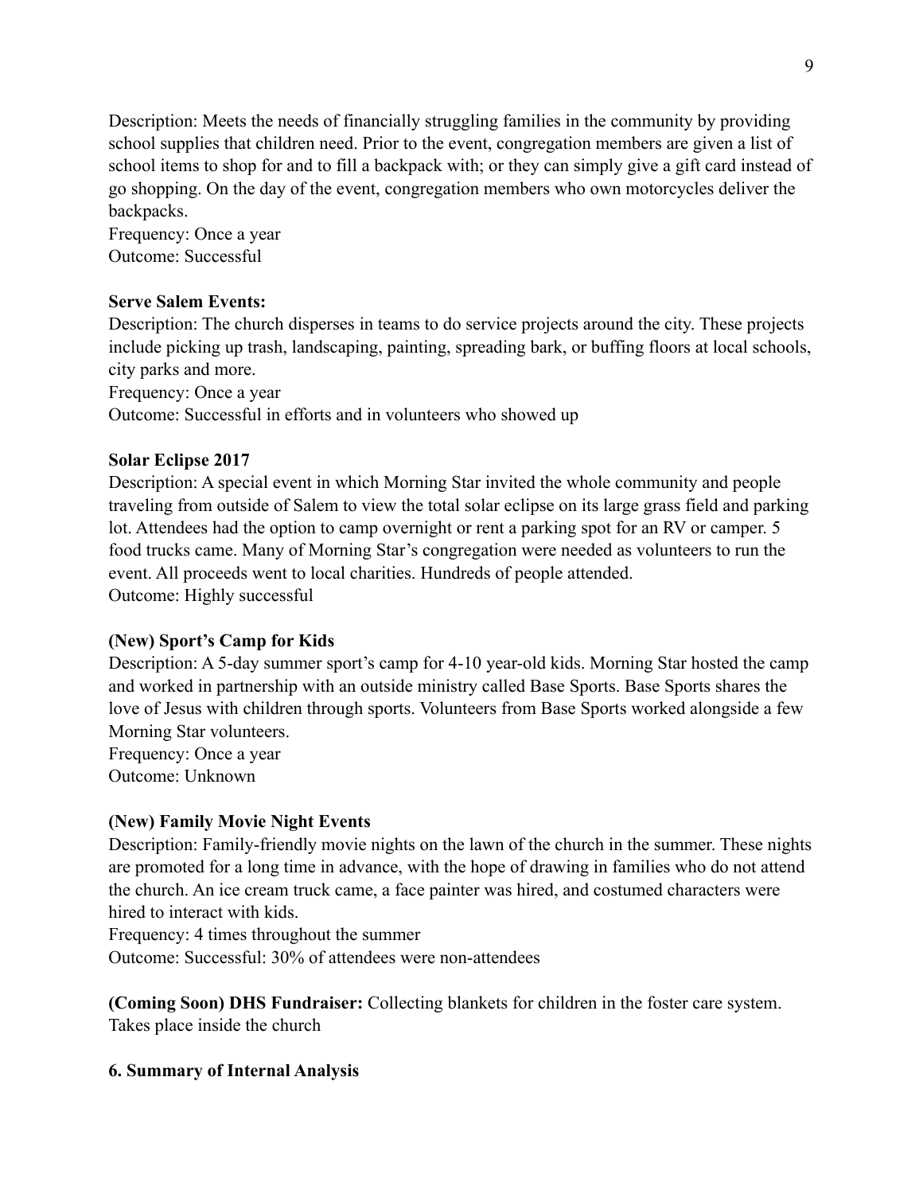Description: Meets the needs of financially struggling families in the community by providing school supplies that children need. Prior to the event, congregation members are given a list of school items to shop for and to fill a backpack with; or they can simply give a gift card instead of go shopping. On the day of the event, congregation members who own motorcycles deliver the backpacks.
Frequency: Once a year
Outcome: Successful

**Serve Salem Events:**
Description: The church disperses in teams to do service projects around the city. These projects include picking up trash, landscaping, painting, spreading bark, or buffing floors at local schools, city parks and more.
Frequency: Once a year
Outcome: Successful in efforts and in volunteers who showed up

**Solar Eclipse 2017**
Description: A special event in which Morning Star invited the whole community and people traveling from outside of Salem to view the total solar eclipse on its large grass field and parking lot. Attendees had the option to camp overnight or rent a parking spot for an RV or camper. 5 food trucks came. Many of Morning Star's congregation were needed as volunteers to run the event. All proceeds went to local charities. Hundreds of people attended.
Outcome: Highly successful

**(New) Sport's Camp for Kids**
Description: A 5-day summer sport's camp for 4-10 year-old kids. Morning Star hosted the camp and worked in partnership with an outside ministry called Base Sports. Base Sports shares the love of Jesus with children through sports. Volunteers from Base Sports worked alongside a few Morning Star volunteers.
Frequency: Once a year
Outcome: Unknown

**(New) Family Movie Night Events**
Description: Family-friendly movie nights on the lawn of the church in the summer. These nights are promoted for a long time in advance, with the hope of drawing in families who do not attend the church. An ice cream truck came, a face painter was hired, and costumed characters were hired to interact with kids.
Frequency: 4 times throughout the summer
Outcome: Successful: 30% of attendees were non-attendees

**(Coming Soon) DHS Fundraiser:** Collecting blankets for children in the foster care system. Takes place inside the church

**6. Summary of Internal Analysis**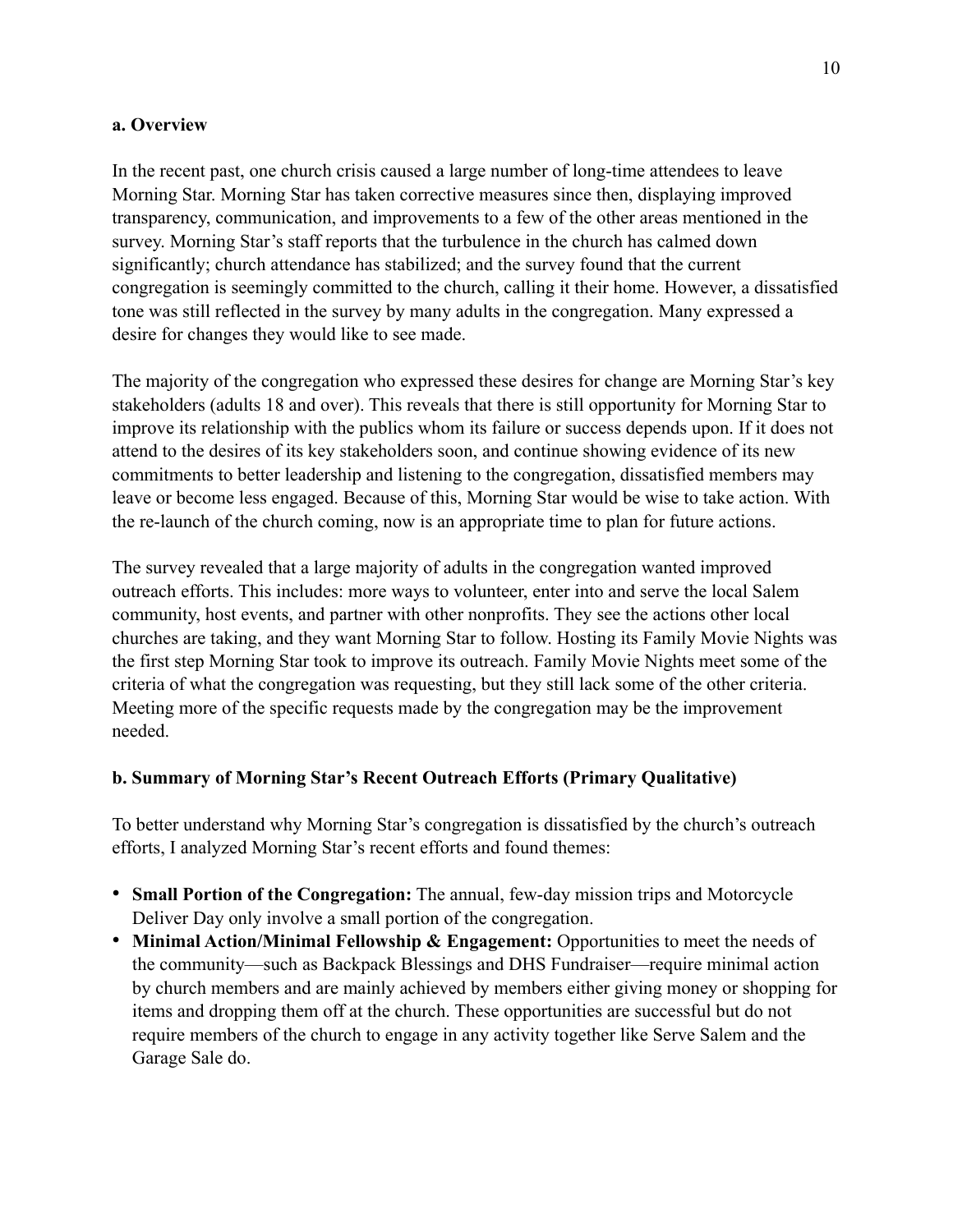**a. Overview**

In the recent past, one church crisis caused a large number of long-time attendees to leave Morning Star. Morning Star has taken corrective measures since then, displaying improved transparency, communication, and improvements to a few of the other areas mentioned in the survey. Morning Star's staff reports that the turbulence in the church has calmed down significantly; church attendance has stabilized; and the survey found that the current congregation is seemingly committed to the church, calling it their home. However, a dissatisfied tone was still reflected in the survey by many adults in the congregation. Many expressed a desire for changes they would like to see made.

The majority of the congregation who expressed these desires for change are Morning Star's key stakeholders (adults 18 and over). This reveals that there is still opportunity for Morning Star to improve its relationship with the publics whom its failure or success depends upon. If it does not attend to the desires of its key stakeholders soon, and continue showing evidence of its new commitments to better leadership and listening to the congregation, dissatisfied members may leave or become less engaged. Because of this, Morning Star would be wise to take action. With the re-launch of the church coming, now is an appropriate time to plan for future actions.

The survey revealed that a large majority of adults in the congregation wanted improved outreach efforts. This includes: more ways to volunteer, enter into and serve the local Salem community, host events, and partner with other nonprofits. They see the actions other local churches are taking, and they want Morning Star to follow. Hosting its Family Movie Nights was the first step Morning Star took to improve its outreach. Family Movie Nights meet some of the criteria of what the congregation was requesting, but they still lack some of the other criteria. Meeting more of the specific requests made by the congregation may be the improvement needed.

**b. Summary of Morning Star's Recent Outreach Efforts (Primary Qualitative)**

To better understand why Morning Star's congregation is dissatisfied by the church's outreach efforts, I analyzed Morning Star's recent efforts and found themes:

- **Small Portion of the Congregation:** The annual, few-day mission trips and Motorcycle Deliver Day only involve a small portion of the congregation.
- **Minimal Action/Minimal Fellowship & Engagement:** Opportunities to meet the needs of the community—such as Backpack Blessings and DHS Fundraiser—require minimal action by church members and are mainly achieved by members either giving money or shopping for items and dropping them off at the church. These opportunities are successful but do not require members of the church to engage in any activity together like Serve Salem and the Garage Sale do.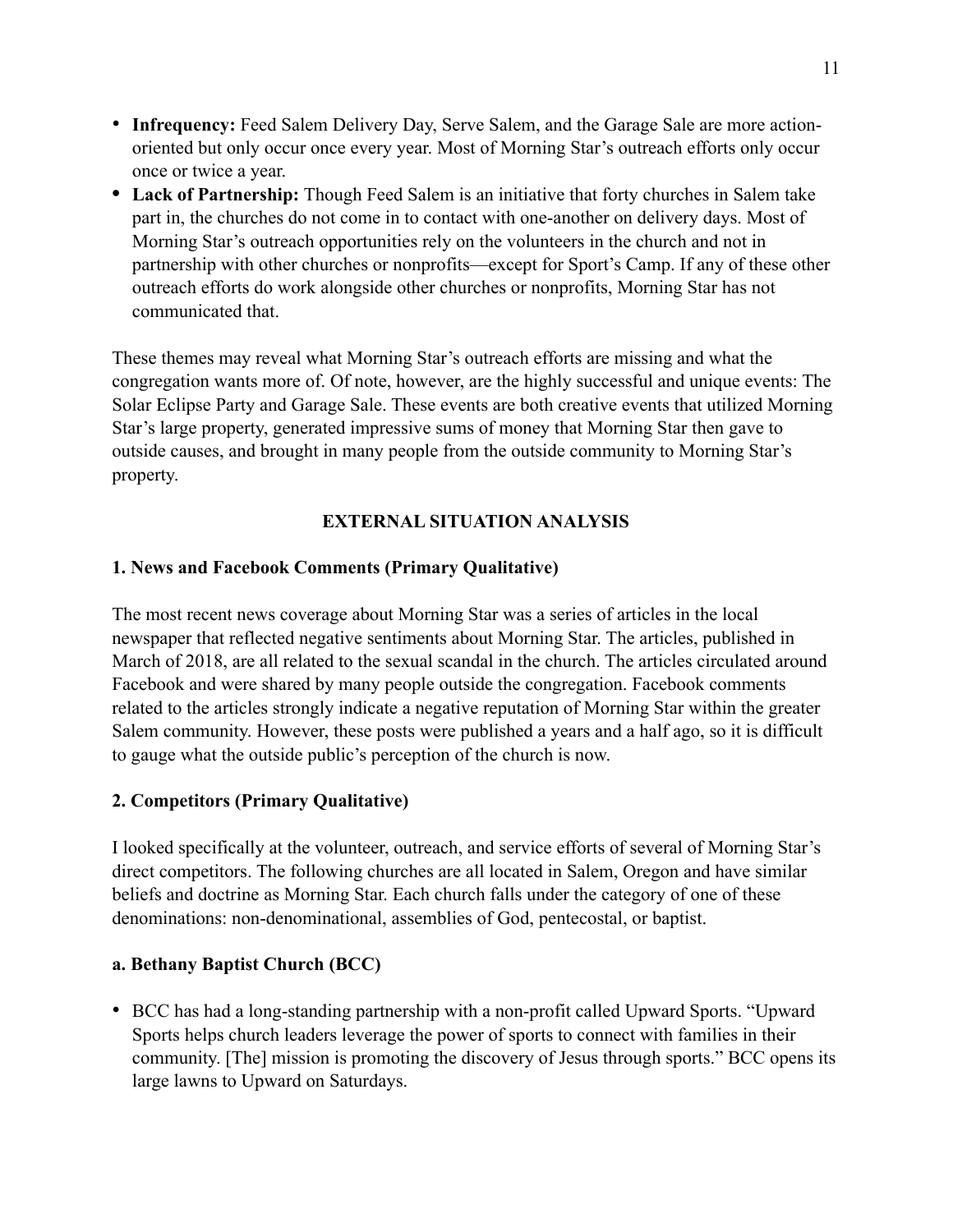- **Infrequency:** Feed Salem Delivery Day, Serve Salem, and the Garage Sale are more action-oriented but only occur once every year. Most of Morning Star's outreach efforts only occur once or twice a year.
- **Lack of Partnership:** Though Feed Salem is an initiative that forty churches in Salem take part in, the churches do not come in to contact with one-another on delivery days. Most of Morning Star's outreach opportunities rely on the volunteers in the church and not in partnership with other churches or nonprofits—except for Sport's Camp. If any of these other outreach efforts do work alongside other churches or nonprofits, Morning Star has not communicated that.

These themes may reveal what Morning Star's outreach efforts are missing and what the congregation wants more of. Of note, however, are the highly successful and unique events: The Solar Eclipse Party and Garage Sale. These events are both creative events that utilized Morning Star's large property, generated impressive sums of money that Morning Star then gave to outside causes, and brought in many people from the outside community to Morning Star's property.

## EXTERNAL SITUATION ANALYSIS

### 1. News and Facebook Comments (Primary Qualitative)

The most recent news coverage about Morning Star was a series of articles in the local newspaper that reflected negative sentiments about Morning Star. The articles, published in March of 2018, are all related to the sexual scandal in the church. The articles circulated around Facebook and were shared by many people outside the congregation. Facebook comments related to the articles strongly indicate a negative reputation of Morning Star within the greater Salem community. However, these posts were published a years and a half ago, so it is difficult to gauge what the outside public's perception of the church is now.

### 2. Competitors (Primary Qualitative)

I looked specifically at the volunteer, outreach, and service efforts of several of Morning Star's direct competitors. The following churches are all located in Salem, Oregon and have similar beliefs and doctrine as Morning Star. Each church falls under the category of one of these denominations: non-denominational, assemblies of God, pentecostal, or baptist.

#### a. Bethany Baptist Church (BCC)

- BCC has had a long-standing partnership with a non-profit called Upward Sports. "Upward Sports helps church leaders leverage the power of sports to connect with families in their community. [The] mission is promoting the discovery of Jesus through sports." BCC opens its large lawns to Upward on Saturdays.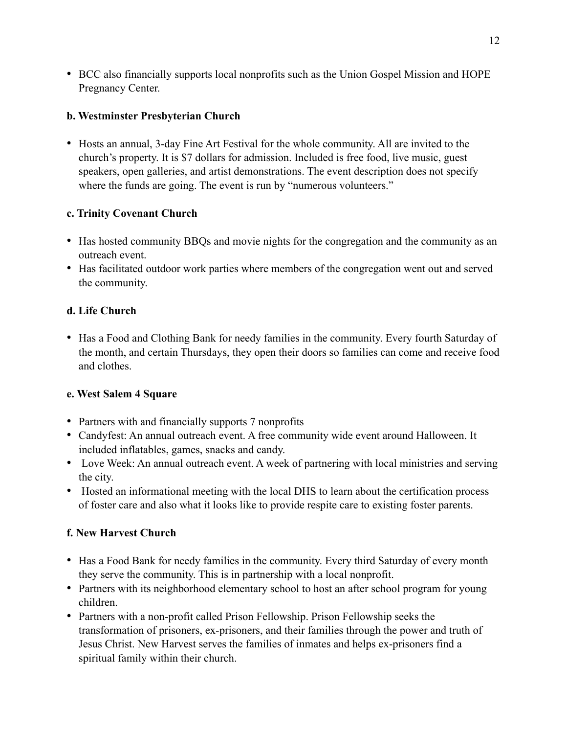- BCC also financially supports local nonprofits such as the Union Gospel Mission and HOPE Pregnancy Center.

**b. Westminster Presbyterian Church**

- Hosts an annual, 3-day Fine Art Festival for the whole community. All are invited to the church's property. It is $7 dollars for admission. Included is free food, live music, guest speakers, open galleries, and artist demonstrations. The event description does not specify where the funds are going. The event is run by "numerous volunteers."

**c. Trinity Covenant Church**

- Has hosted community BBQs and movie nights for the congregation and the community as an outreach event.
- Has facilitated outdoor work parties where members of the congregation went out and served the community.

**d. Life Church**

- Has a Food and Clothing Bank for needy families in the community. Every fourth Saturday of the month, and certain Thursdays, they open their doors so families can come and receive food and clothes.

**e. West Salem 4 Square**

- Partners with and financially supports 7 nonprofits
- Candyfest: An annual outreach event. A free community wide event around Halloween. It included inflatables, games, snacks and candy.
- Love Week: An annual outreach event. A week of partnering with local ministries and serving the city.
- Hosted an informational meeting with the local DHS to learn about the certification process of foster care and also what it looks like to provide respite care to existing foster parents.

**f. New Harvest Church**

- Has a Food Bank for needy families in the community. Every third Saturday of every month they serve the community. This is in partnership with a local nonprofit.
- Partners with its neighborhood elementary school to host an after school program for young children.
- Partners with a non-profit called Prison Fellowship. Prison Fellowship seeks the transformation of prisoners, ex-prisoners, and their families through the power and truth of Jesus Christ. New Harvest serves the families of inmates and helps ex-prisoners find a spiritual family within their church.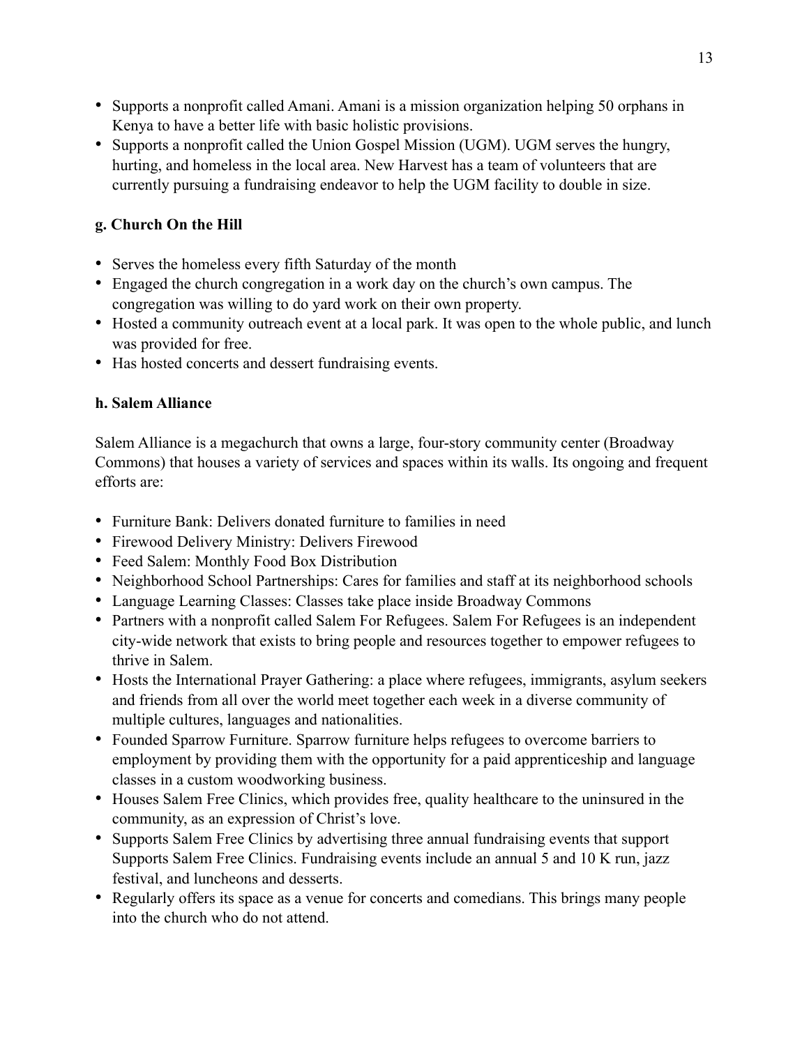- Supports a nonprofit called Amani. Amani is a mission organization helping 50 orphans in Kenya to have a better life with basic holistic provisions.
- Supports a nonprofit called the Union Gospel Mission (UGM). UGM serves the hungry, hurting, and homeless in the local area. New Harvest has a team of volunteers that are currently pursuing a fundraising endeavor to help the UGM facility to double in size.

**g. Church On the Hill**

- Serves the homeless every fifth Saturday of the month
- Engaged the church congregation in a work day on the church's own campus. The congregation was willing to do yard work on their own property.
- Hosted a community outreach event at a local park. It was open to the whole public, and lunch was provided for free.
- Has hosted concerts and dessert fundraising events.

**h. Salem Alliance**

Salem Alliance is a megachurch that owns a large, four-story community center (Broadway Commons) that houses a variety of services and spaces within its walls. Its ongoing and frequent efforts are:

- Furniture Bank: Delivers donated furniture to families in need
- Firewood Delivery Ministry: Delivers Firewood
- Feed Salem: Monthly Food Box Distribution
- Neighborhood School Partnerships: Cares for families and staff at its neighborhood schools
- Language Learning Classes: Classes take place inside Broadway Commons
- Partners with a nonprofit called Salem For Refugees. Salem For Refugees is an independent city-wide network that exists to bring people and resources together to empower refugees to thrive in Salem.
- Hosts the International Prayer Gathering: a place where refugees, immigrants, asylum seekers and friends from all over the world meet together each week in a diverse community of multiple cultures, languages and nationalities.
- Founded Sparrow Furniture. Sparrow furniture helps refugees to overcome barriers to employment by providing them with the opportunity for a paid apprenticeship and language classes in a custom woodworking business.
- Houses Salem Free Clinics, which provides free, quality healthcare to the uninsured in the community, as an expression of Christ's love.
- Supports Salem Free Clinics by advertising three annual fundraising events that support Supports Salem Free Clinics. Fundraising events include an annual 5 and 10 K run, jazz festival, and luncheons and desserts.
- Regularly offers its space as a venue for concerts and comedians. This brings many people into the church who do not attend.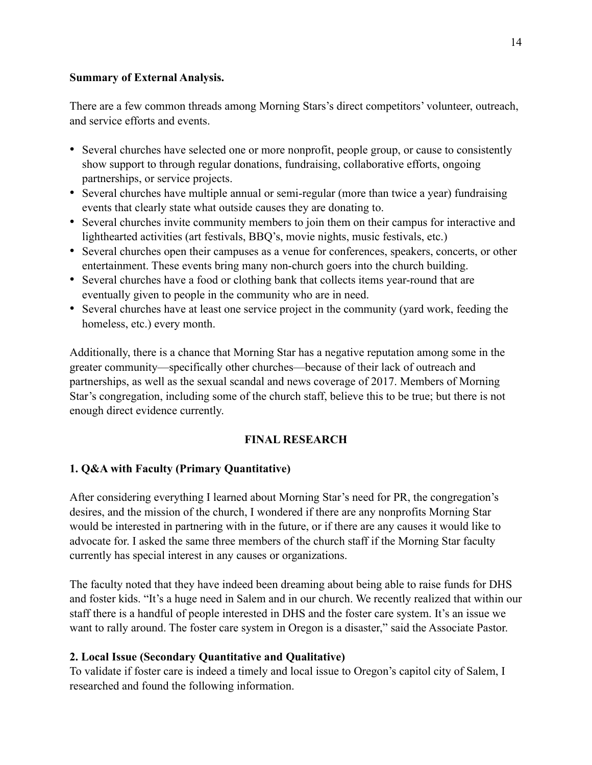**Summary of External Analysis.**

There are a few common threads among Morning Stars's direct competitors' volunteer, outreach, and service efforts and events.

- Several churches have selected one or more nonprofit, people group, or cause to consistently show support to through regular donations, fundraising, collaborative efforts, ongoing partnerships, or service projects.
- Several churches have multiple annual or semi-regular (more than twice a year) fundraising events that clearly state what outside causes they are donating to.
- Several churches invite community members to join them on their campus for interactive and lighthearted activities (art festivals, BBQ's, movie nights, music festivals, etc.)
- Several churches open their campuses as a venue for conferences, speakers, concerts, or other entertainment. These events bring many non-church goers into the church building.
- Several churches have a food or clothing bank that collects items year-round that are eventually given to people in the community who are in need.
- Several churches have at least one service project in the community (yard work, feeding the homeless, etc.) every month.

Additionally, there is a chance that Morning Star has a negative reputation among some in the greater community—specifically other churches—because of their lack of outreach and partnerships, as well as the sexual scandal and news coverage of 2017. Members of Morning Star's congregation, including some of the church staff, believe this to be true; but there is not enough direct evidence currently.

## FINAL RESEARCH

### 1. Q&A with Faculty (Primary Quantitative)

After considering everything I learned about Morning Star's need for PR, the congregation's desires, and the mission of the church, I wondered if there are any nonprofits Morning Star would be interested in partnering with in the future, or if there are any causes it would like to advocate for. I asked the same three members of the church staff if the Morning Star faculty currently has special interest in any causes or organizations.

The faculty noted that they have indeed been dreaming about being able to raise funds for DHS and foster kids. "It's a huge need in Salem and in our church. We recently realized that within our staff there is a handful of people interested in DHS and the foster care system. It's an issue we want to rally around. The foster care system in Oregon is a disaster," said the Associate Pastor.

### 2. Local Issue (Secondary Quantitative and Qualitative)

To validate if foster care is indeed a timely and local issue to Oregon's capitol city of Salem, I researched and found the following information.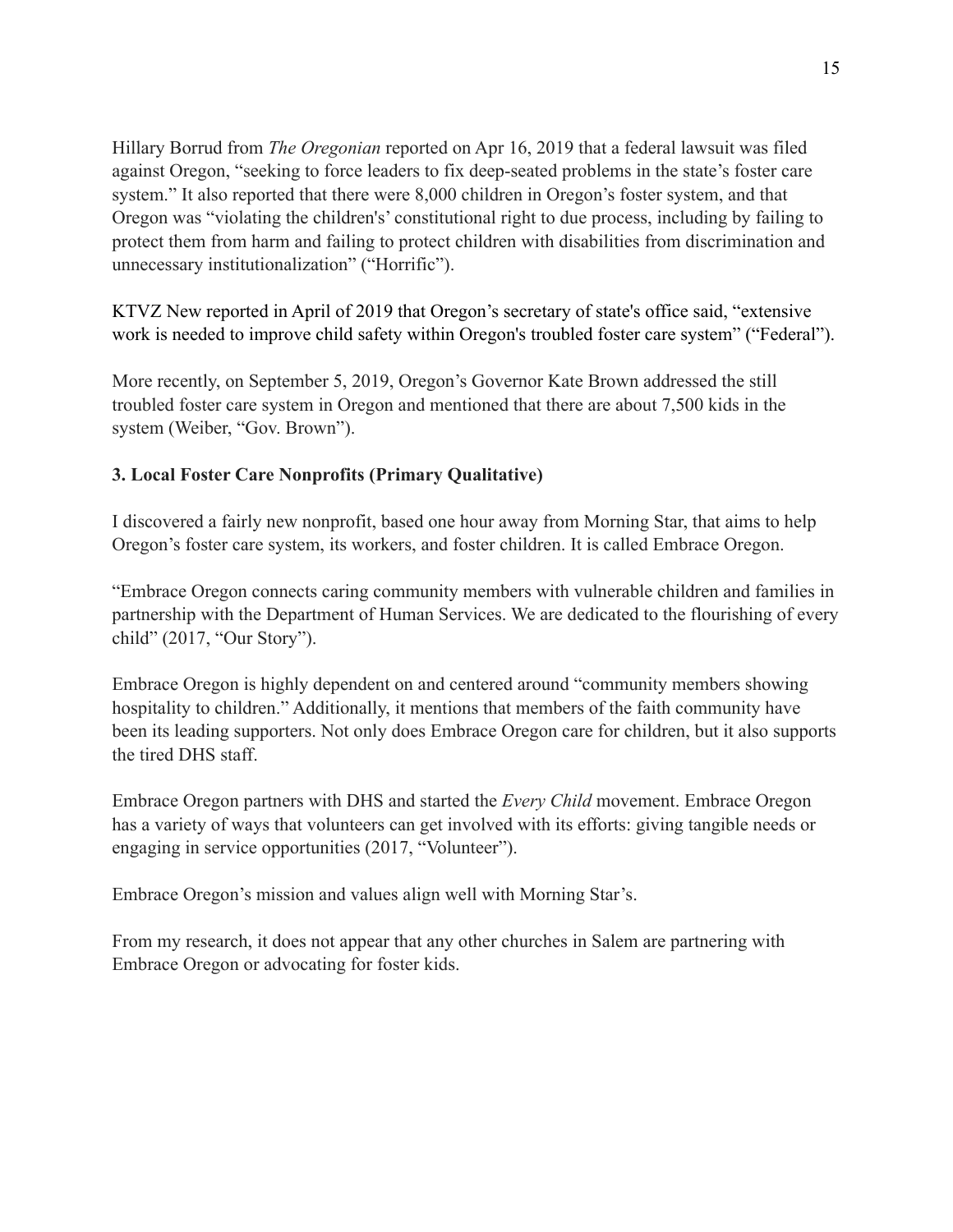Hillary Borrud from *The Oregonian* reported on Apr 16, 2019 that a federal lawsuit was filed against Oregon, "seeking to force leaders to fix deep-seated problems in the state's foster care system." It also reported that there were 8,000 children in Oregon's foster system, and that Oregon was "violating the children's' constitutional right to due process, including by failing to protect them from harm and failing to protect children with disabilities from discrimination and unnecessary institutionalization" ("Horrific").

KTVZ New reported in April of 2019 that Oregon's secretary of state's office said, "extensive work is needed to improve child safety within Oregon's troubled foster care system" ("Federal").

More recently, on September 5, 2019, Oregon's Governor Kate Brown addressed the still troubled foster care system in Oregon and mentioned that there are about 7,500 kids in the system (Weiber, "Gov. Brown").

**3. Local Foster Care Nonprofits (Primary Qualitative)**

I discovered a fairly new nonprofit, based one hour away from Morning Star, that aims to help Oregon's foster care system, its workers, and foster children. It is called Embrace Oregon.

"Embrace Oregon connects caring community members with vulnerable children and families in partnership with the Department of Human Services. We are dedicated to the flourishing of every child" (2017, "Our Story").

Embrace Oregon is highly dependent on and centered around "community members showing hospitality to children." Additionally, it mentions that members of the faith community have been its leading supporters. Not only does Embrace Oregon care for children, but it also supports the tired DHS staff.

Embrace Oregon partners with DHS and started the *Every Child* movement. Embrace Oregon has a variety of ways that volunteers can get involved with its efforts: giving tangible needs or engaging in service opportunities (2017, "Volunteer").

Embrace Oregon's mission and values align well with Morning Star's.

From my research, it does not appear that any other churches in Salem are partnering with Embrace Oregon or advocating for foster kids.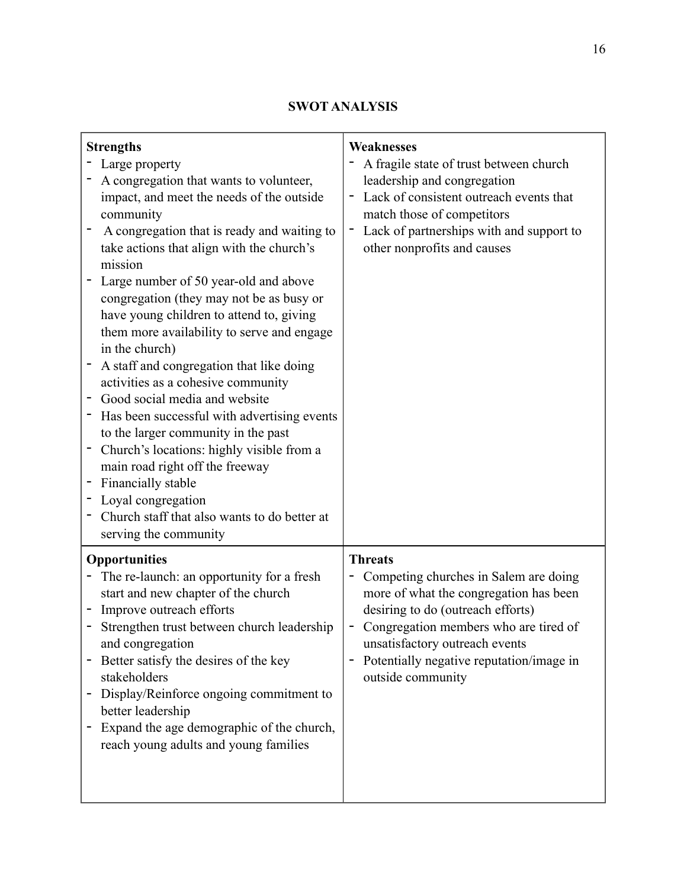## SWOT ANALYSIS

| **Strengths** | **Weaknesses** |
|---|---|
| - Large property<br>- A congregation that wants to volunteer, impact, and meet the needs of the outside community<br>- A congregation that is ready and waiting to take actions that align with the church's mission<br>- Large number of 50 year-old and above congregation (they may not be as busy or have young children to attend to, giving them more availability to serve and engage in the church)<br>- A staff and congregation that like doing activities as a cohesive community<br>- Good social media and website<br>- Has been successful with advertising events to the larger community in the past<br>- Church's locations: highly visible from a main road right off the freeway<br>- Financially stable<br>- Loyal congregation<br>- Church staff that also wants to do better at serving the community | - A fragile state of trust between church leadership and congregation<br>- Lack of consistent outreach events that match those of competitors<br>- Lack of partnerships with and support to other nonprofits and causes |
| **Opportunities** | **Threats** |
| - The re-launch: an opportunity for a fresh start and new chapter of the church<br>- Improve outreach efforts<br>- Strengthen trust between church leadership and congregation<br>- Better satisfy the desires of the key stakeholders<br>- Display/Reinforce ongoing commitment to better leadership<br>- Expand the age demographic of the church, reach young adults and young families | - Competing churches in Salem are doing more of what the congregation has been desiring to do (outreach efforts)<br>- Congregation members who are tired of unsatisfactory outreach events<br>- Potentially negative reputation/image in outside community |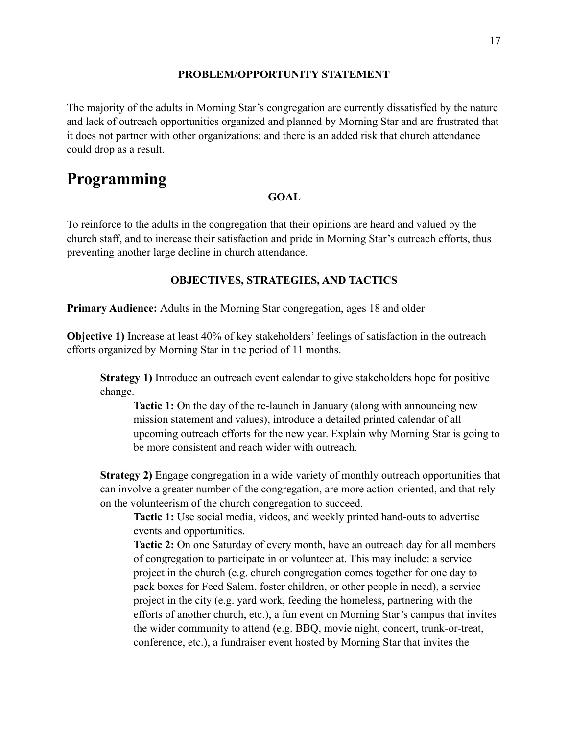**PROBLEM/OPPORTUNITY STATEMENT**

The majority of the adults in Morning Star's congregation are currently dissatisfied by the nature and lack of outreach opportunities organized and planned by Morning Star and are frustrated that it does not partner with other organizations; and there is an added risk that church attendance could drop as a result.

# Programming

**GOAL**

To reinforce to the adults in the congregation that their opinions are heard and valued by the church staff, and to increase their satisfaction and pride in Morning Star's outreach efforts, thus preventing another large decline in church attendance.

**OBJECTIVES, STRATEGIES, AND TACTICS**

**Primary Audience:** Adults in the Morning Star congregation, ages 18 and older

**Objective 1)** Increase at least 40% of key stakeholders' feelings of satisfaction in the outreach efforts organized by Morning Star in the period of 11 months.

**Strategy 1)** Introduce an outreach event calendar to give stakeholders hope for positive change.

**Tactic 1:** On the day of the re-launch in January (along with announcing new mission statement and values), introduce a detailed printed calendar of all upcoming outreach efforts for the new year. Explain why Morning Star is going to be more consistent and reach wider with outreach.

**Strategy 2)** Engage congregation in a wide variety of monthly outreach opportunities that can involve a greater number of the congregation, are more action-oriented, and that rely on the volunteerism of the church congregation to succeed.

**Tactic 1:** Use social media, videos, and weekly printed hand-outs to advertise events and opportunities.

**Tactic 2:** On one Saturday of every month, have an outreach day for all members of congregation to participate in or volunteer at. This may include: a service project in the church (e.g. church congregation comes together for one day to pack boxes for Feed Salem, foster children, or other people in need), a service project in the city (e.g. yard work, feeding the homeless, partnering with the efforts of another church, etc.), a fun event on Morning Star's campus that invites the wider community to attend (e.g. BBQ, movie night, concert, trunk-or-treat, conference, etc.), a fundraiser event hosted by Morning Star that invites the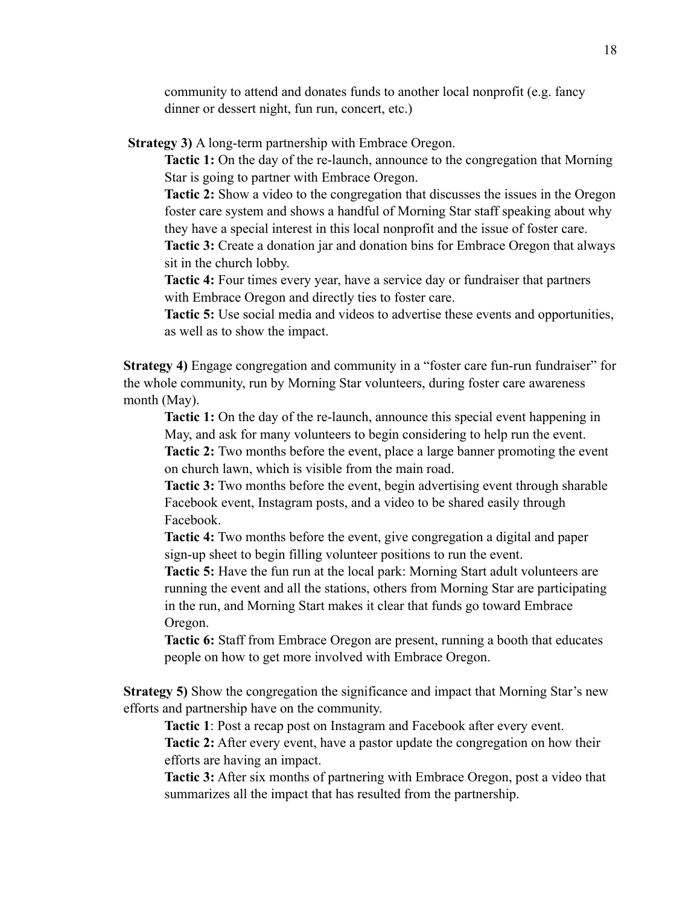community to attend and donates funds to another local nonprofit (e.g. fancy dinner or dessert night, fun run, concert, etc.)

**Strategy 3)** A long-term partnership with Embrace Oregon.

**Tactic 1:** On the day of the re-launch, announce to the congregation that Morning Star is going to partner with Embrace Oregon.
**Tactic 2:** Show a video to the congregation that discusses the issues in the Oregon foster care system and shows a handful of Morning Star staff speaking about why they have a special interest in this local nonprofit and the issue of foster care.
**Tactic 3:** Create a donation jar and donation bins for Embrace Oregon that always sit in the church lobby.
**Tactic 4:** Four times every year, have a service day or fundraiser that partners with Embrace Oregon and directly ties to foster care.
**Tactic 5:** Use social media and videos to advertise these events and opportunities, as well as to show the impact.

**Strategy 4)** Engage congregation and community in a "foster care fun-run fundraiser" for the whole community, run by Morning Star volunteers, during foster care awareness month (May).

**Tactic 1:** On the day of the re-launch, announce this special event happening in May, and ask for many volunteers to begin considering to help run the event.
**Tactic 2:** Two months before the event, place a large banner promoting the event on church lawn, which is visible from the main road.
**Tactic 3:** Two months before the event, begin advertising event through sharable Facebook event, Instagram posts, and a video to be shared easily through Facebook.
**Tactic 4:** Two months before the event, give congregation a digital and paper sign-up sheet to begin filling volunteer positions to run the event.
**Tactic 5:** Have the fun run at the local park: Morning Start adult volunteers are running the event and all the stations, others from Morning Star are participating in the run, and Morning Start makes it clear that funds go toward Embrace Oregon.
**Tactic 6:** Staff from Embrace Oregon are present, running a booth that educates people on how to get more involved with Embrace Oregon.

**Strategy 5)** Show the congregation the significance and impact that Morning Star's new efforts and partnership have on the community.

**Tactic 1**: Post a recap post on Instagram and Facebook after every event.
**Tactic 2:** After every event, have a pastor update the congregation on how their efforts are having an impact.
**Tactic 3:** After six months of partnering with Embrace Oregon, post a video that summarizes all the impact that has resulted from the partnership.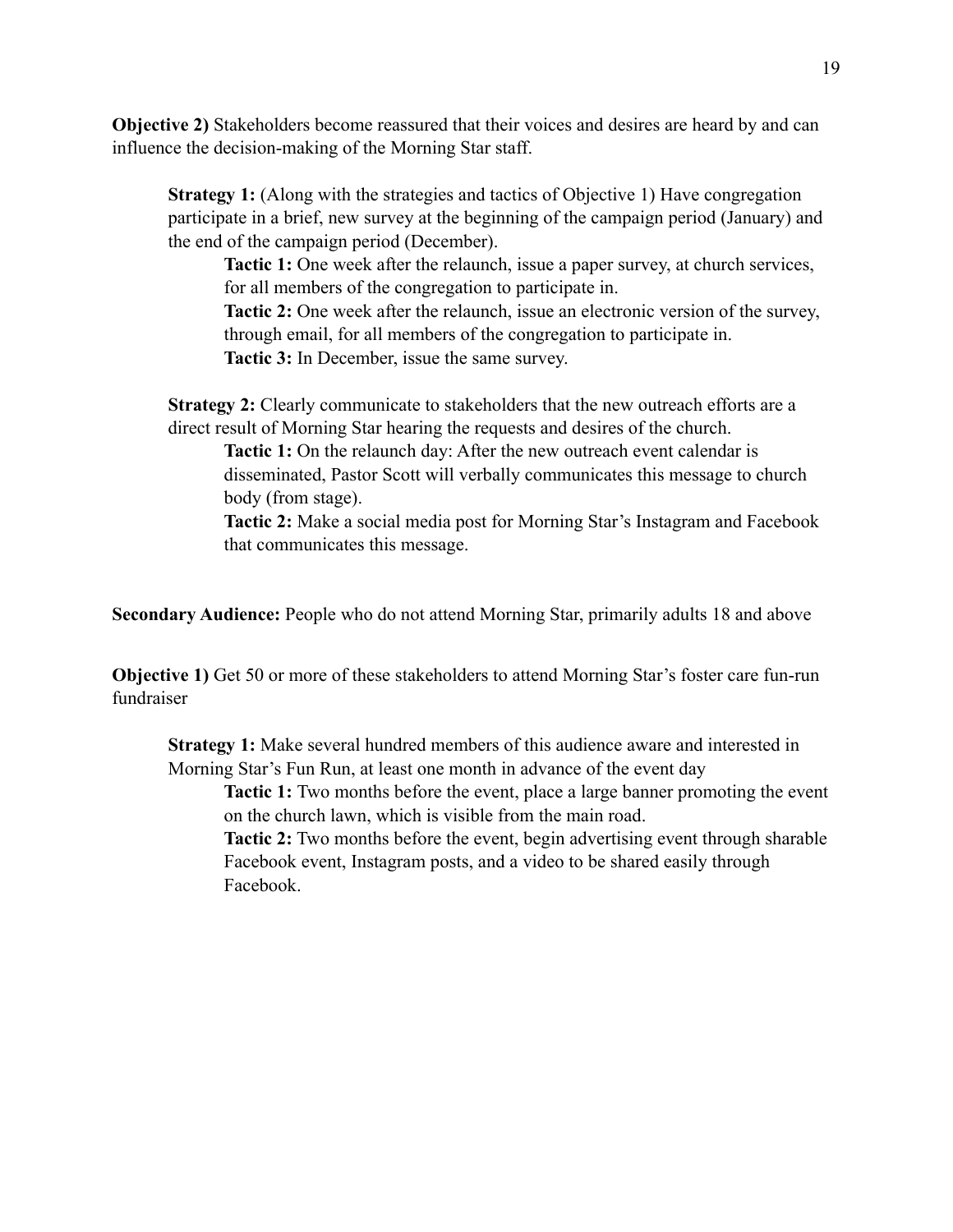**Objective 2)** Stakeholders become reassured that their voices and desires are heard by and can influence the decision-making of the Morning Star staff.

> **Strategy 1:** (Along with the strategies and tactics of Objective 1) Have congregation participate in a brief, new survey at the beginning of the campaign period (January) and the end of the campaign period (December).
>
> > **Tactic 1:** One week after the relaunch, issue a paper survey, at church services, for all members of the congregation to participate in.
> >
> > **Tactic 2:** One week after the relaunch, issue an electronic version of the survey, through email, for all members of the congregation to participate in.
> >
> > **Tactic 3:** In December, issue the same survey.
>
> **Strategy 2:** Clearly communicate to stakeholders that the new outreach efforts are a direct result of Morning Star hearing the requests and desires of the church.
>
> > **Tactic 1:** On the relaunch day: After the new outreach event calendar is disseminated, Pastor Scott will verbally communicates this message to church body (from stage).
> >
> > **Tactic 2:** Make a social media post for Morning Star's Instagram and Facebook that communicates this message.

**Secondary Audience:** People who do not attend Morning Star, primarily adults 18 and above

**Objective 1)** Get 50 or more of these stakeholders to attend Morning Star's foster care fun-run fundraiser

> **Strategy 1:** Make several hundred members of this audience aware and interested in Morning Star's Fun Run, at least one month in advance of the event day
>
> > **Tactic 1:** Two months before the event, place a large banner promoting the event on the church lawn, which is visible from the main road.
> >
> > **Tactic 2:** Two months before the event, begin advertising event through sharable Facebook event, Instagram posts, and a video to be shared easily through Facebook.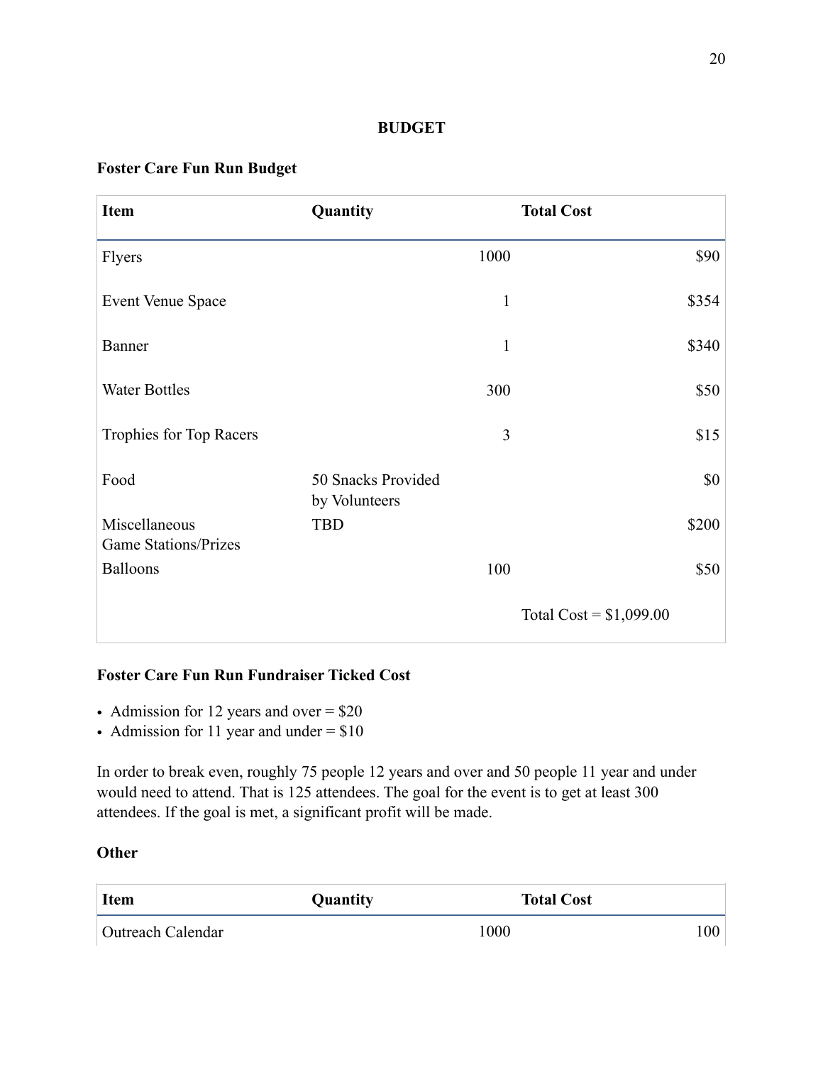## BUDGET

**Foster Care Fun Run Budget**

| Item | Quantity | Total Cost |
| --- | --- | --- |
| Flyers | 1000 | $90 |
| Event Venue Space | 1 | $354 |
| Banner | 1 | $340 |
| Water Bottles | 300 | $50 |
| Trophies for Top Racers | 3 | $15 |
| Food | 50 Snacks Provided by Volunteers | $0 |
| Miscellaneous Game Stations/Prizes | TBD | $200 |
| Balloons | 100 | $50 |
| | | Total Cost = $1,099.00 |

**Foster Care Fun Run Fundraiser Ticked Cost**

- Admission for 12 years and over = $20
- Admission for 11 year and under = $10

In order to break even, roughly 75 people 12 years and over and 50 people 11 year and under would need to attend. That is 125 attendees. The goal for the event is to get at least 300 attendees. If the goal is met, a significant profit will be made.

**Other**

| Item | Quantity | Total Cost |
| --- | --- | --- |
| Outreach Calendar | 1000 | 100 |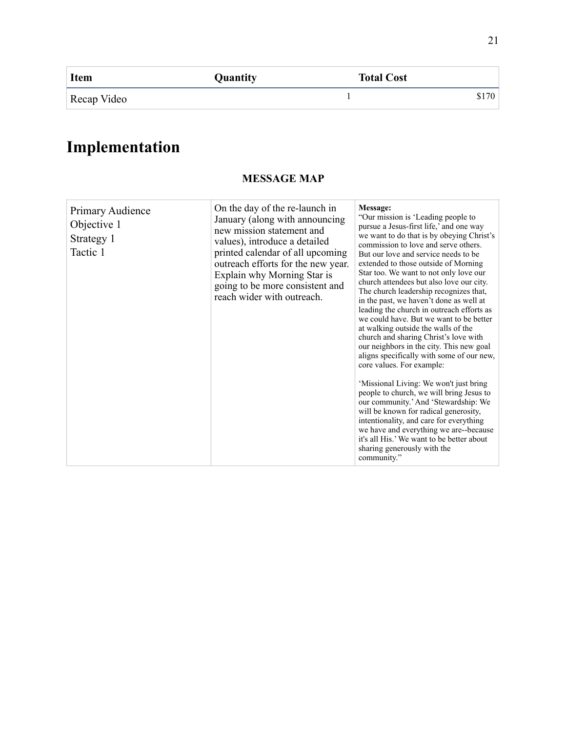| Item | Quantity | Total Cost |
|---|---|---|
| Recap Video | 1 | $170 |

# Implementation

### MESSAGE MAP

| | | |
|---|---|---|
| Primary Audience<br>Objective 1<br>Strategy 1<br>Tactic 1 | On the day of the re-launch in January (along with announcing new mission statement and values), introduce a detailed printed calendar of all upcoming outreach efforts for the new year. Explain why Morning Star is going to be more consistent and reach wider with outreach. | **Message:**<br>"Our mission is 'Leading people to pursue a Jesus-first life,' and one way we want to do that is by obeying Christ's commission to love and serve others. But our love and service needs to be extended to those outside of Morning Star too. We want to not only love our church attendees but also love our city. The church leadership recognizes that, in the past, we haven't done as well at leading the church in outreach efforts as we could have. But we want to be better at walking outside the walls of the church and sharing Christ's love with our neighbors in the city. This new goal aligns specifically with some of our new, core values. For example:<br><br>'Missional Living: We won't just bring people to church, we will bring Jesus to our community.' And 'Stewardship: We will be known for radical generosity, intentionality, and care for everything we have and everything we are--because it's all His.' We want to be better about sharing generously with the community." |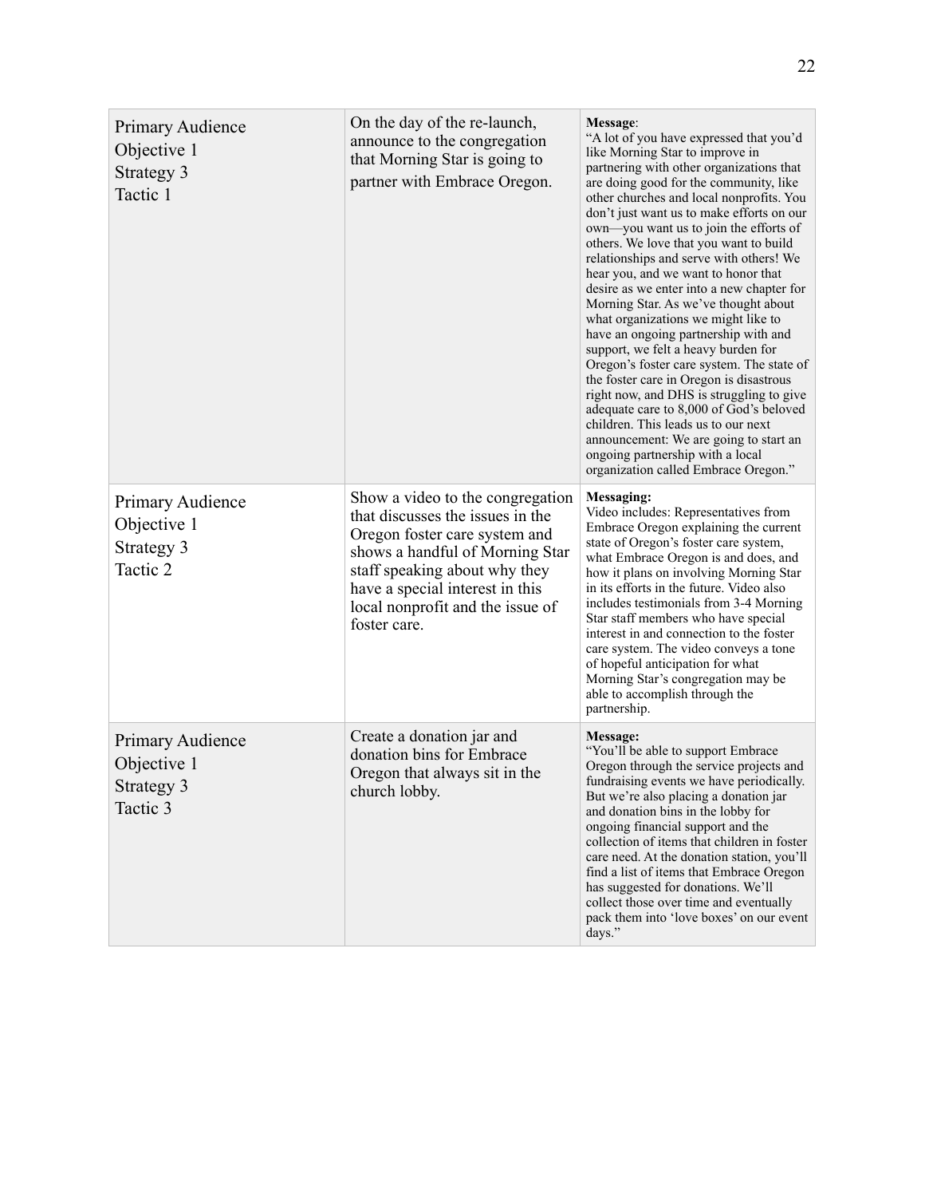| Primary Audience Objective 1 Strategy 3 Tactic 1 | On the day of the re-launch, announce to the congregation that Morning Star is going to partner with Embrace Oregon. | **Message**: "A lot of you have expressed that you'd like Morning Star to improve in partnering with other organizations that are doing good for the community, like other churches and local nonprofits. You don't just want us to make efforts on our own—you want us to join the efforts of others. We love that you want to build relationships and serve with others! We hear you, and we want to honor that desire as we enter into a new chapter for Morning Star. As we've thought about what organizations we might like to have an ongoing partnership with and support, we felt a heavy burden for Oregon's foster care system. The state of the foster care in Oregon is disastrous right now, and DHS is struggling to give adequate care to 8,000 of God's beloved children. This leads us to our next announcement: We are going to start an ongoing partnership with a local organization called Embrace Oregon." |
|---|---|---|
| Primary Audience Objective 1 Strategy 3 Tactic 2 | Show a video to the congregation that discusses the issues in the Oregon foster care system and shows a handful of Morning Star staff speaking about why they have a special interest in this local nonprofit and the issue of foster care. | **Messaging:** Video includes: Representatives from Embrace Oregon explaining the current state of Oregon's foster care system, what Embrace Oregon is and does, and how it plans on involving Morning Star in its efforts in the future. Video also includes testimonials from 3-4 Morning Star staff members who have special interest in and connection to the foster care system. The video conveys a tone of hopeful anticipation for what Morning Star's congregation may be able to accomplish through the partnership. |
| Primary Audience Objective 1 Strategy 3 Tactic 3 | Create a donation jar and donation bins for Embrace Oregon that always sit in the church lobby. | **Message:** "You'll be able to support Embrace Oregon through the service projects and fundraising events we have periodically. But we're also placing a donation jar and donation bins in the lobby for ongoing financial support and the collection of items that children in foster care need. At the donation station, you'll find a list of items that Embrace Oregon has suggested for donations. We'll collect those over time and eventually pack them into 'love boxes' on our event days." |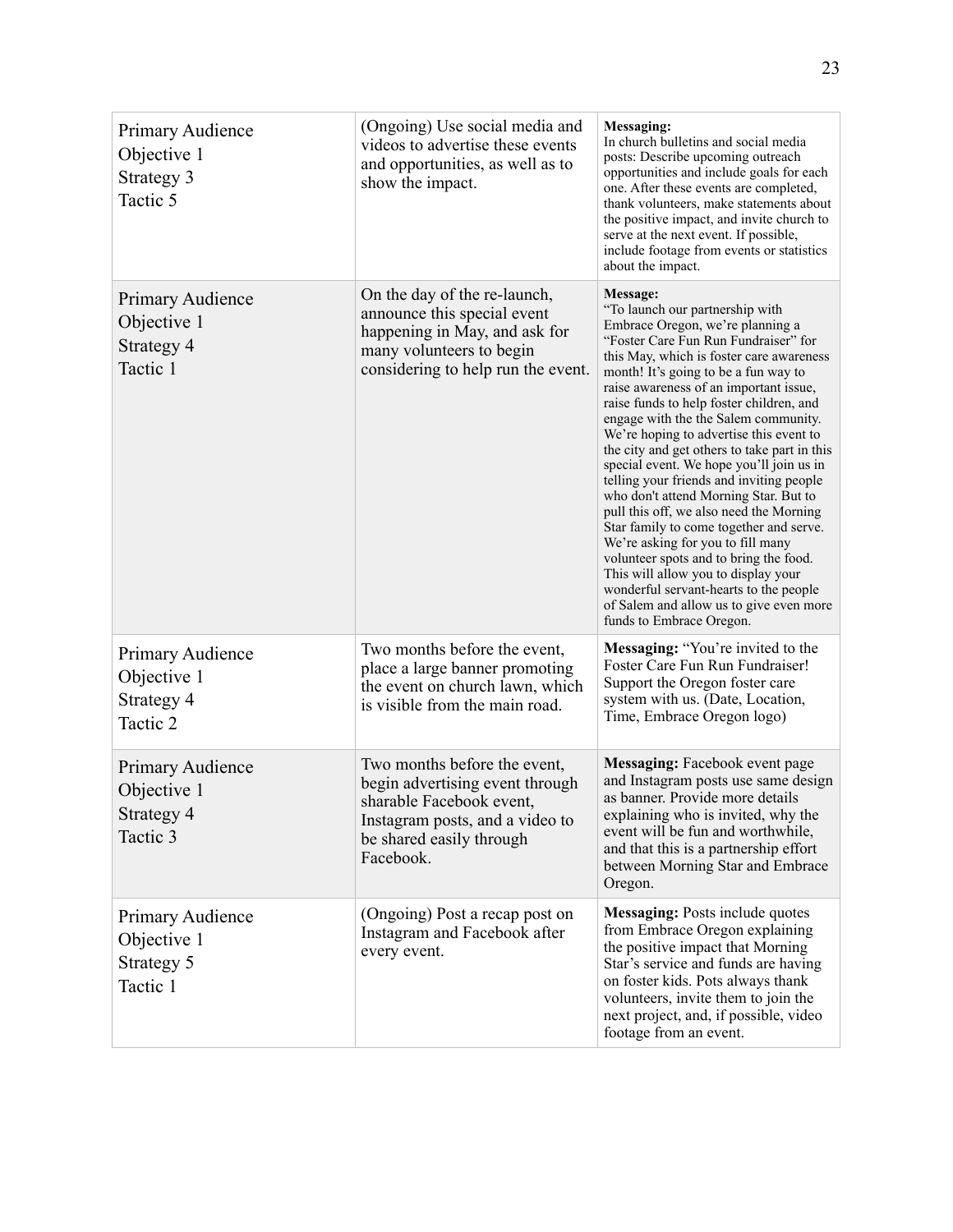| | | |
|---|---|---|
| Primary Audience<br>Objective 1<br>Strategy 3<br>Tactic 5 | (Ongoing) Use social media and videos to advertise these events and opportunities, as well as to show the impact. | **Messaging:**<br>In church bulletins and social media posts: Describe upcoming outreach opportunities and include goals for each one. After these events are completed, thank volunteers, make statements about the positive impact, and invite church to serve at the next event. If possible, include footage from events or statistics about the impact. |
| Primary Audience<br>Objective 1<br>Strategy 4<br>Tactic 1 | On the day of the re-launch, announce this special event happening in May, and ask for many volunteers to begin considering to help run the event. | **Message:**<br>"To launch our partnership with Embrace Oregon, we're planning a "Foster Care Fun Run Fundraiser" for this May, which is foster care awareness month! It's going to be a fun way to raise awareness of an important issue, raise funds to help foster children, and engage with the the Salem community. We're hoping to advertise this event to the city and get others to take part in this special event. We hope you'll join us in telling your friends and inviting people who don't attend Morning Star. But to pull this off, we also need the Morning Star family to come together and serve. We're asking for you to fill many volunteer spots and to bring the food. This will allow you to display your wonderful servant-hearts to the people of Salem and allow us to give even more funds to Embrace Oregon. |
| Primary Audience<br>Objective 1<br>Strategy 4<br>Tactic 2 | Two months before the event, place a large banner promoting the event on church lawn, which is visible from the main road. | **Messaging:** "You're invited to the Foster Care Fun Run Fundraiser! Support the Oregon foster care system with us. (Date, Location, Time, Embrace Oregon logo) |
| Primary Audience<br>Objective 1<br>Strategy 4<br>Tactic 3 | Two months before the event, begin advertising event through sharable Facebook event, Instagram posts, and a video to be shared easily through Facebook. | **Messaging:** Facebook event page and Instagram posts use same design as banner. Provide more details explaining who is invited, why the event will be fun and worthwhile, and that this is a partnership effort between Morning Star and Embrace Oregon. |
| Primary Audience<br>Objective 1<br>Strategy 5<br>Tactic 1 | (Ongoing) Post a recap post on Instagram and Facebook after every event. | **Messaging:** Posts include quotes from Embrace Oregon explaining the positive impact that Morning Star's service and funds are having on foster kids. Pots always thank volunteers, invite them to join the next project, and, if possible, video footage from an event. |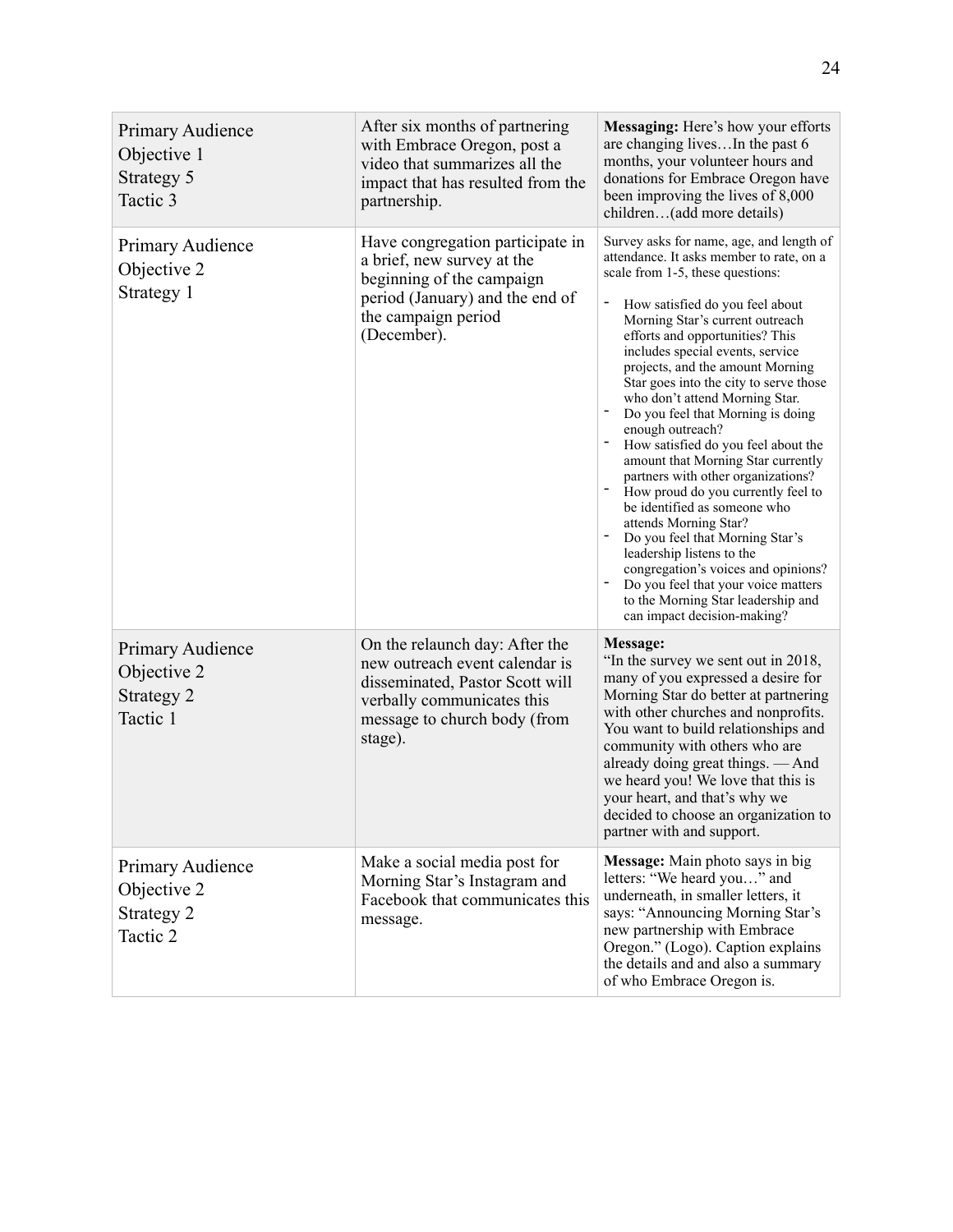| | | |
|---|---|---|
| Primary Audience<br>Objective 1<br>Strategy 5<br>Tactic 3 | After six months of partnering with Embrace Oregon, post a video that summarizes all the impact that has resulted from the partnership. | **Messaging:** Here's how your efforts are changing lives…In the past 6 months, your volunteer hours and donations for Embrace Oregon have been improving the lives of 8,000 children…(add more details) |
| Primary Audience<br>Objective 2<br>Strategy 1 | Have congregation participate in a brief, new survey at the beginning of the campaign period (January) and the end of the campaign period (December). | Survey asks for name, age, and length of attendance. It asks member to rate, on a scale from 1-5, these questions:<br>- How satisfied do you feel about Morning Star's current outreach efforts and opportunities? This includes special events, service projects, and the amount Morning Star goes into the city to serve those who don't attend Morning Star.<br>- Do you feel that Morning is doing enough outreach?<br>- How satisfied do you feel about the amount that Morning Star currently partners with other organizations?<br>- How proud do you currently feel to be identified as someone who attends Morning Star?<br>- Do you feel that Morning Star's leadership listens to the congregation's voices and opinions?<br>- Do you feel that your voice matters to the Morning Star leadership and can impact decision-making? |
| Primary Audience<br>Objective 2<br>Strategy 2<br>Tactic 1 | On the relaunch day: After the new outreach event calendar is disseminated, Pastor Scott will verbally communicates this message to church body (from stage). | **Message:**<br>"In the survey we sent out in 2018, many of you expressed a desire for Morning Star do better at partnering with other churches and nonprofits. You want to build relationships and community with others who are already doing great things. — And we heard you! We love that this is your heart, and that's why we decided to choose an organization to partner with and support. |
| Primary Audience<br>Objective 2<br>Strategy 2<br>Tactic 2 | Make a social media post for Morning Star's Instagram and Facebook that communicates this message. | **Message:** Main photo says in big letters: "We heard you…" and underneath, in smaller letters, it says: "Announcing Morning Star's new partnership with Embrace Oregon." (Logo). Caption explains the details and and also a summary of who Embrace Oregon is. |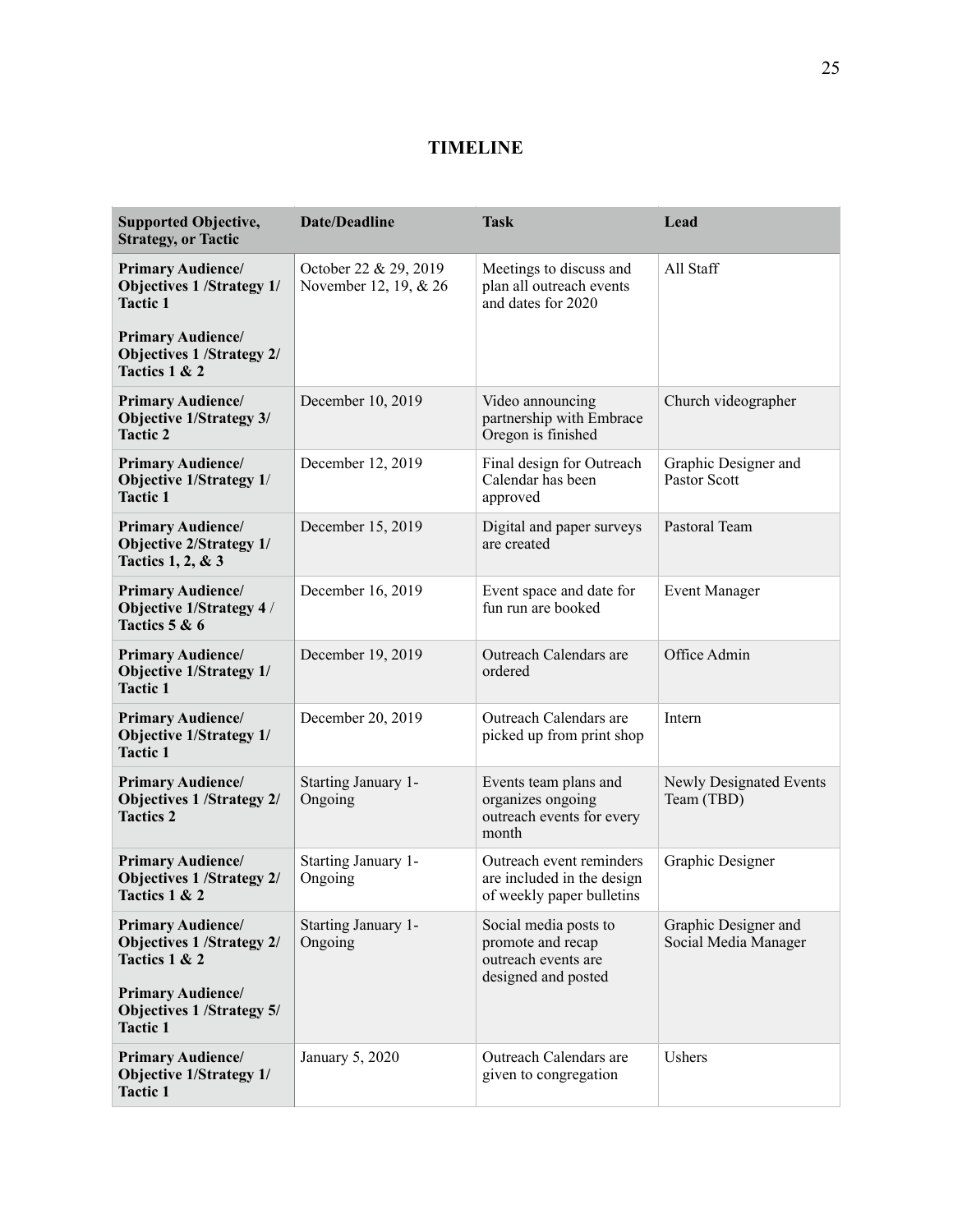# TIMELINE

| Supported Objective, Strategy, or Tactic | Date/Deadline | Task | Lead |
|---|---|---|---|
| **Primary Audience/ Objectives 1 /Strategy 1/ Tactic 1**<br><br>**Primary Audience/ Objectives 1 /Strategy 2/ Tactics 1 & 2** | October 22 & 29, 2019 November 12, 19, & 26 | Meetings to discuss and plan all outreach events and dates for 2020 | All Staff |
| **Primary Audience/ Objective 1/Strategy 3/ Tactic 2** | December 10, 2019 | Video announcing partnership with Embrace Oregon is finished | Church videographer |
| **Primary Audience/ Objective 1/Strategy 1/ Tactic 1** | December 12, 2019 | Final design for Outreach Calendar has been approved | Graphic Designer and Pastor Scott |
| **Primary Audience/ Objective 2/Strategy 1/ Tactics 1, 2, & 3** | December 15, 2019 | Digital and paper surveys are created | Pastoral Team |
| **Primary Audience/ Objective 1/Strategy 4 / Tactics 5 & 6** | December 16, 2019 | Event space and date for fun run are booked | Event Manager |
| **Primary Audience/ Objective 1/Strategy 1/ Tactic 1** | December 19, 2019 | Outreach Calendars are ordered | Office Admin |
| **Primary Audience/ Objective 1/Strategy 1/ Tactic 1** | December 20, 2019 | Outreach Calendars are picked up from print shop | Intern |
| **Primary Audience/ Objectives 1 /Strategy 2/ Tactics 2** | Starting January 1- Ongoing | Events team plans and organizes ongoing outreach events for every month | Newly Designated Events Team (TBD) |
| **Primary Audience/ Objectives 1 /Strategy 2/ Tactics 1 & 2** | Starting January 1- Ongoing | Outreach event reminders are included in the design of weekly paper bulletins | Graphic Designer |
| **Primary Audience/ Objectives 1 /Strategy 2/ Tactics 1 & 2**<br><br>**Primary Audience/ Objectives 1 /Strategy 5/ Tactic 1** | Starting January 1- Ongoing | Social media posts to promote and recap outreach events are designed and posted | Graphic Designer and Social Media Manager |
| **Primary Audience/ Objective 1/Strategy 1/ Tactic 1** | January 5, 2020 | Outreach Calendars are given to congregation | Ushers |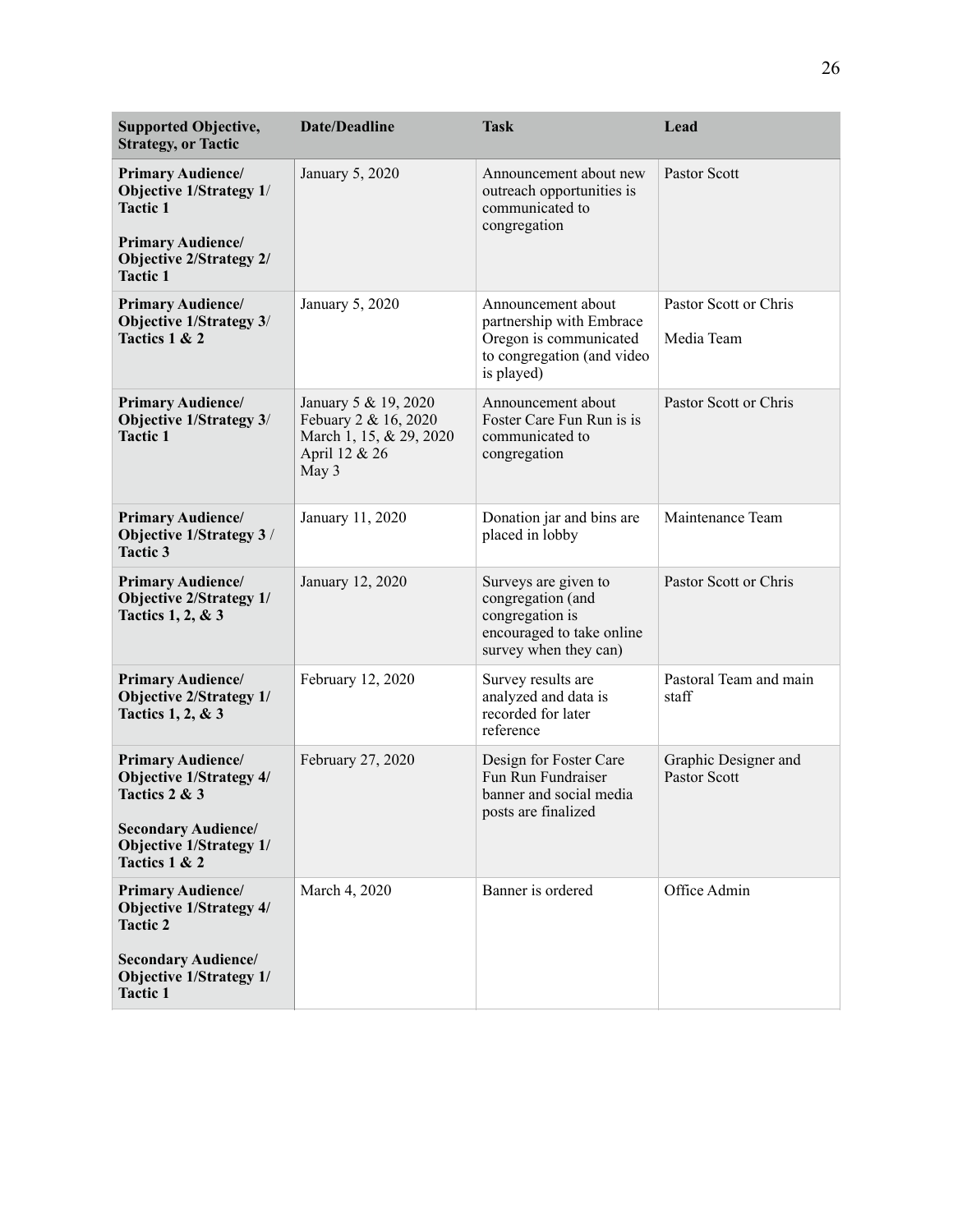| Supported Objective, Strategy, or Tactic | Date/Deadline | Task | Lead |
| --- | --- | --- | --- |
| **Primary Audience/ Objective 1/Strategy 1/ Tactic 1**<br><br>**Primary Audience/ Objective 2/Strategy 2/ Tactic 1** | January 5, 2020 | Announcement about new outreach opportunities is communicated to congregation | Pastor Scott |
| **Primary Audience/ Objective 1/Strategy 3/ Tactics 1 & 2** | January 5, 2020 | Announcement about partnership with Embrace Oregon is communicated to congregation (and video is played) | Pastor Scott or Chris<br><br>Media Team |
| **Primary Audience/ Objective 1/Strategy 3/ Tactic 1** | January 5 & 19, 2020<br>Febuary 2 & 16, 2020<br>March 1, 15, & 29, 2020<br>April 12 & 26<br>May 3 | Announcement about Foster Care Fun Run is is communicated to congregation | Pastor Scott or Chris |
| **Primary Audience/ Objective 1/Strategy 3 / Tactic 3** | January 11, 2020 | Donation jar and bins are placed in lobby | Maintenance Team |
| **Primary Audience/ Objective 2/Strategy 1/ Tactics 1, 2, & 3** | January 12, 2020 | Surveys are given to congregation (and congregation is encouraged to take online survey when they can) | Pastor Scott or Chris |
| **Primary Audience/ Objective 2/Strategy 1/ Tactics 1, 2, & 3** | February 12, 2020 | Survey results are analyzed and data is recorded for later reference | Pastoral Team and main staff |
| **Primary Audience/ Objective 1/Strategy 4/ Tactics 2 & 3**<br><br>**Secondary Audience/ Objective 1/Strategy 1/ Tactics 1 & 2** | February 27, 2020 | Design for Foster Care Fun Run Fundraiser banner and social media posts are finalized | Graphic Designer and Pastor Scott |
| **Primary Audience/ Objective 1/Strategy 4/ Tactic 2**<br><br>**Secondary Audience/ Objective 1/Strategy 1/ Tactic 1** | March 4, 2020 | Banner is ordered | Office Admin |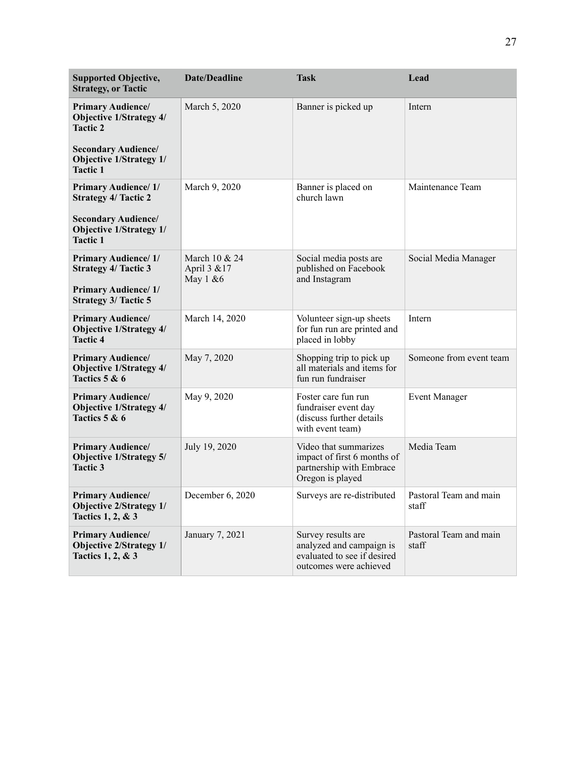| Supported Objective, Strategy, or Tactic | Date/Deadline | Task | Lead |
|---|---|---|---|
| **Primary Audience/ Objective 1/Strategy 4/ Tactic 2**<br><br>**Secondary Audience/ Objective 1/Strategy 1/ Tactic 1** | March 5, 2020 | Banner is picked up | Intern |
| **Primary Audience/ 1/ Strategy 4/ Tactic 2**<br><br>**Secondary Audience/ Objective 1/Strategy 1/ Tactic 1** | March 9, 2020 | Banner is placed on church lawn | Maintenance Team |
| **Primary Audience/ 1/ Strategy 4/ Tactic 3**<br><br>**Primary Audience/ 1/ Strategy 3/ Tactic 5** | March 10 & 24<br>April 3 &17<br>May 1 &6 | Social media posts are published on Facebook and Instagram | Social Media Manager |
| **Primary Audience/ Objective 1/Strategy 4/ Tactic 4** | March 14, 2020 | Volunteer sign-up sheets for fun run are printed and placed in lobby | Intern |
| **Primary Audience/ Objective 1/Strategy 4/ Tactics 5 & 6** | May 7, 2020 | Shopping trip to pick up all materials and items for fun run fundraiser | Someone from event team |
| **Primary Audience/ Objective 1/Strategy 4/ Tactics 5 & 6** | May 9, 2020 | Foster care fun run fundraiser event day (discuss further details with event team) | Event Manager |
| **Primary Audience/ Objective 1/Strategy 5/ Tactic 3** | July 19, 2020 | Video that summarizes impact of first 6 months of partnership with Embrace Oregon is played | Media Team |
| **Primary Audience/ Objective 2/Strategy 1/ Tactics 1, 2, & 3** | December 6, 2020 | Surveys are re-distributed | Pastoral Team and main staff |
| **Primary Audience/ Objective 2/Strategy 1/ Tactics 1, 2, & 3** | January 7, 2021 | Survey results are analyzed and campaign is evaluated to see if desired outcomes were achieved | Pastoral Team and main staff |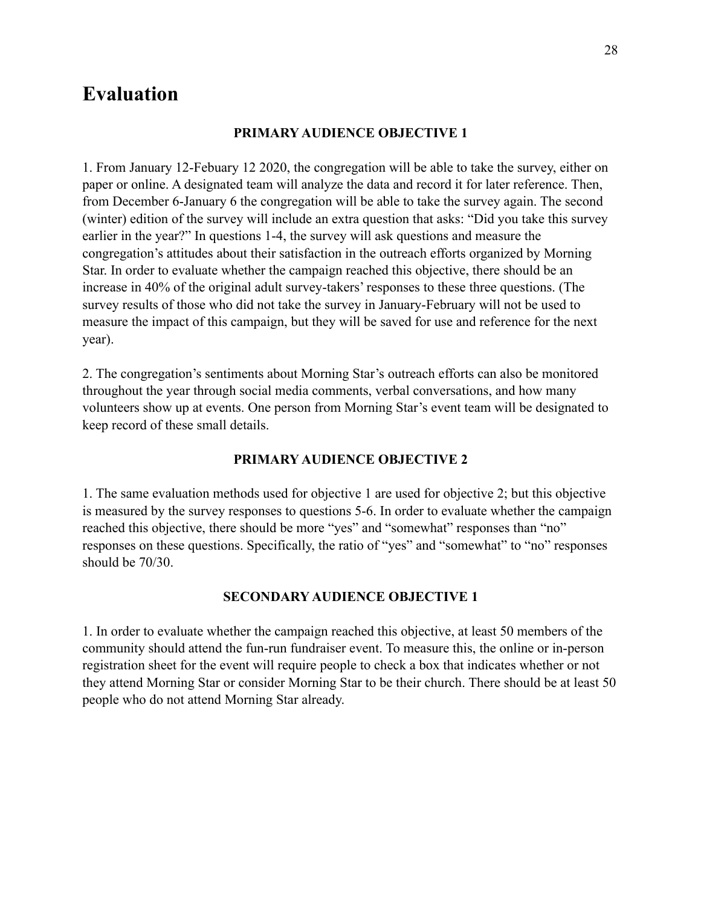# Evaluation

**PRIMARY AUDIENCE OBJECTIVE 1**

1. From January 12-Febuary 12 2020, the congregation will be able to take the survey, either on paper or online. A designated team will analyze the data and record it for later reference. Then, from December 6-January 6 the congregation will be able to take the survey again. The second (winter) edition of the survey will include an extra question that asks: "Did you take this survey earlier in the year?" In questions 1-4, the survey will ask questions and measure the congregation's attitudes about their satisfaction in the outreach efforts organized by Morning Star. In order to evaluate whether the campaign reached this objective, there should be an increase in 40% of the original adult survey-takers' responses to these three questions. (The survey results of those who did not take the survey in January-February will not be used to measure the impact of this campaign, but they will be saved for use and reference for the next year).

2. The congregation's sentiments about Morning Star's outreach efforts can also be monitored throughout the year through social media comments, verbal conversations, and how many volunteers show up at events. One person from Morning Star's event team will be designated to keep record of these small details.

**PRIMARY AUDIENCE OBJECTIVE 2**

1. The same evaluation methods used for objective 1 are used for objective 2; but this objective is measured by the survey responses to questions 5-6. In order to evaluate whether the campaign reached this objective, there should be more "yes" and "somewhat" responses than "no" responses on these questions. Specifically, the ratio of "yes" and "somewhat" to "no" responses should be 70/30.

**SECONDARY AUDIENCE OBJECTIVE 1**

1. In order to evaluate whether the campaign reached this objective, at least 50 members of the community should attend the fun-run fundraiser event. To measure this, the online or in-person registration sheet for the event will require people to check a box that indicates whether or not they attend Morning Star or consider Morning Star to be their church. There should be at least 50 people who do not attend Morning Star already.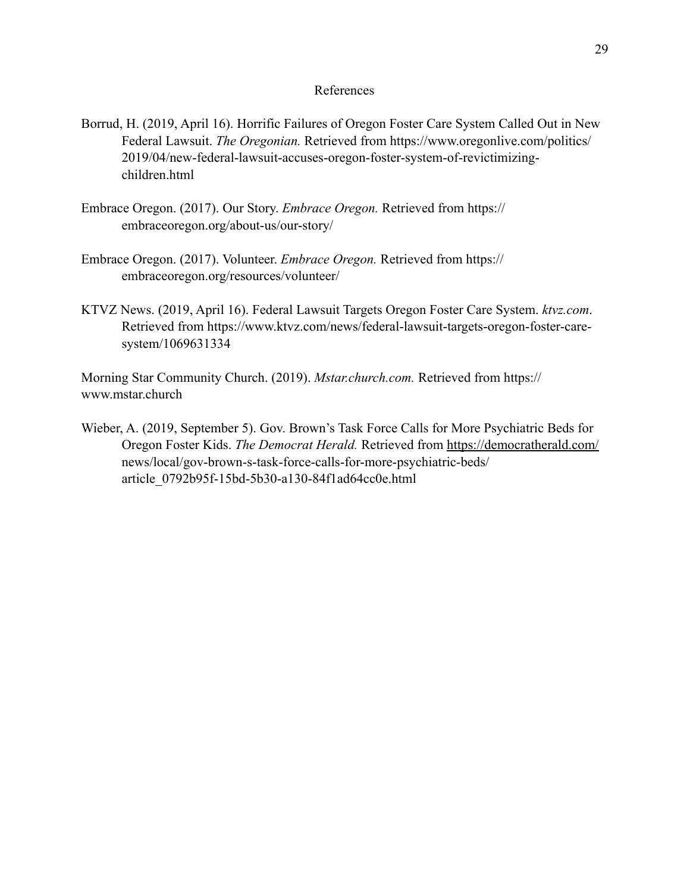# References

Borrud, H. (2019, April 16). Horrific Failures of Oregon Foster Care System Called Out in New Federal Lawsuit. *The Oregonian.* Retrieved from https://www.oregonlive.com/politics/2019/04/new-federal-lawsuit-accuses-oregon-foster-system-of-revictimizing-children.html

Embrace Oregon. (2017). Our Story. *Embrace Oregon.* Retrieved from https://embraceoregon.org/about-us/our-story/

Embrace Oregon. (2017). Volunteer. *Embrace Oregon.* Retrieved from https://embraceoregon.org/resources/volunteer/

KTVZ News. (2019, April 16). Federal Lawsuit Targets Oregon Foster Care System. *ktvz.com*. Retrieved from https://www.ktvz.com/news/federal-lawsuit-targets-oregon-foster-care-system/1069631334

Morning Star Community Church. (2019). *Mstar.church.com.* Retrieved from https://www.mstar.church

Wieber, A. (2019, September 5). Gov. Brown's Task Force Calls for More Psychiatric Beds for Oregon Foster Kids. *The Democrat Herald.* Retrieved from https://democratherald.com/news/local/gov-brown-s-task-force-calls-for-more-psychiatric-beds/article_0792b95f-15bd-5b30-a130-84f1ad64cc0e.html